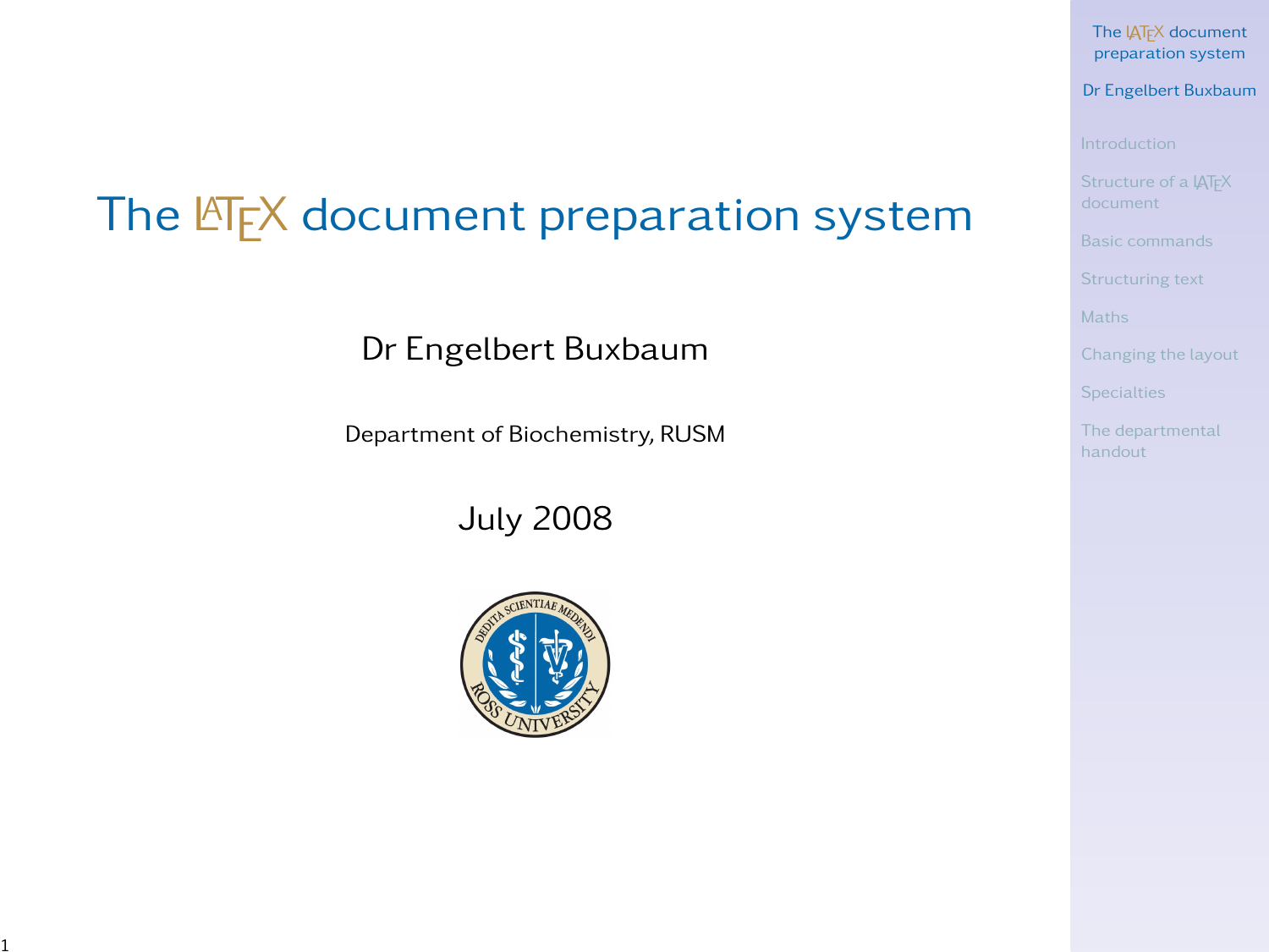# The LaTeX document preparation system

Dr Engelbert Buxbaum

Department of Biochemistry, RUSM

July 2008

- Introduction
- Structure of a LaTeX document
- Basic commands
- Structuring text
- Maths
- Changing the layout
- Specialties
- The departmental handout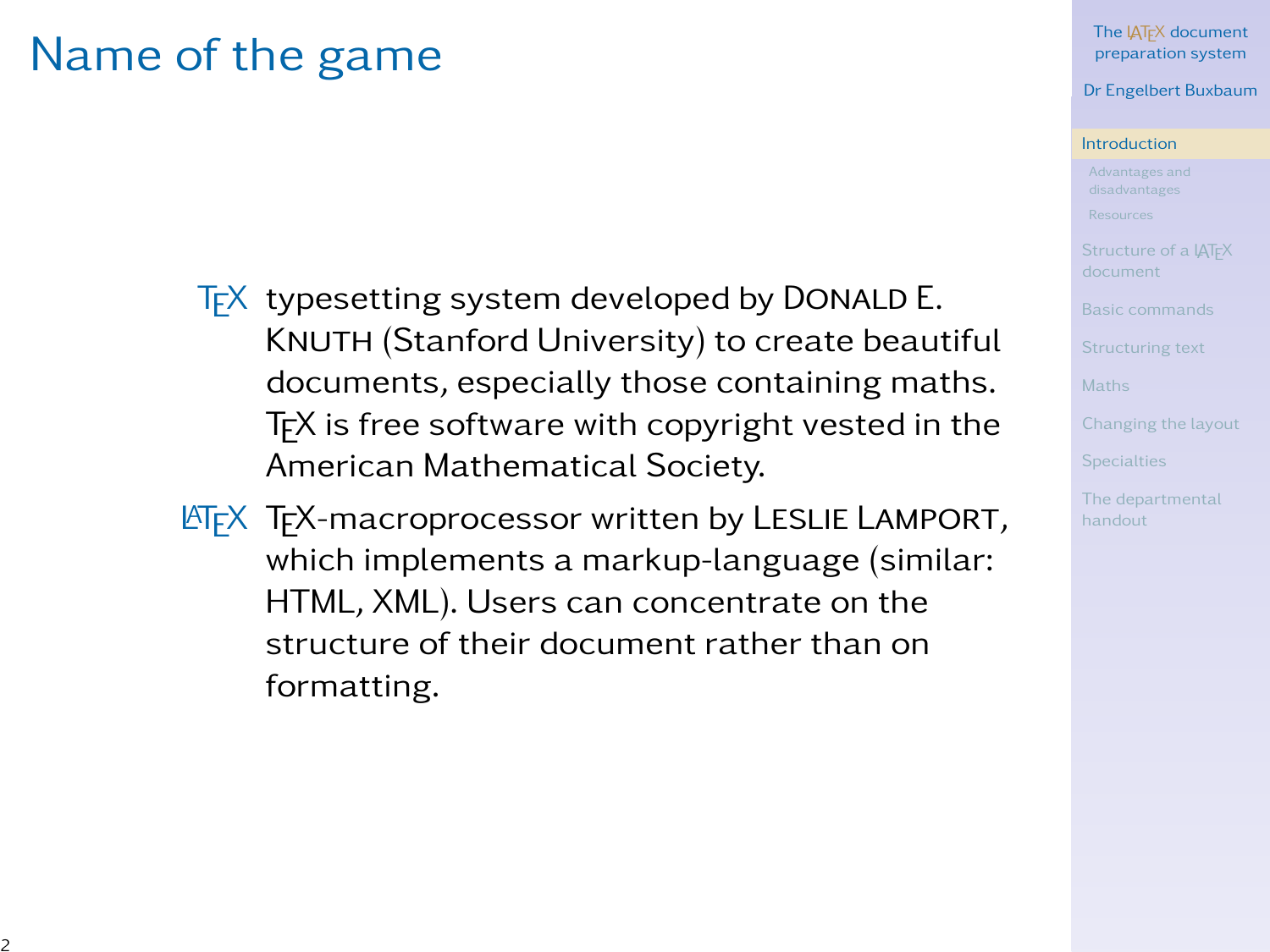# Name of the game

**TeX** typesetting system developed by DONALD E. KNUTH (Stanford University) to create beautiful documents, especially those containing maths. TeX is free software with copyright vested in the American Mathematical Society.

**LaTeX** TeX-macroprocessor written by LESLIE LAMPORT, which implements a markup-language (similar: HTML, XML). Users can concentrate on the structure of their document rather than on formatting.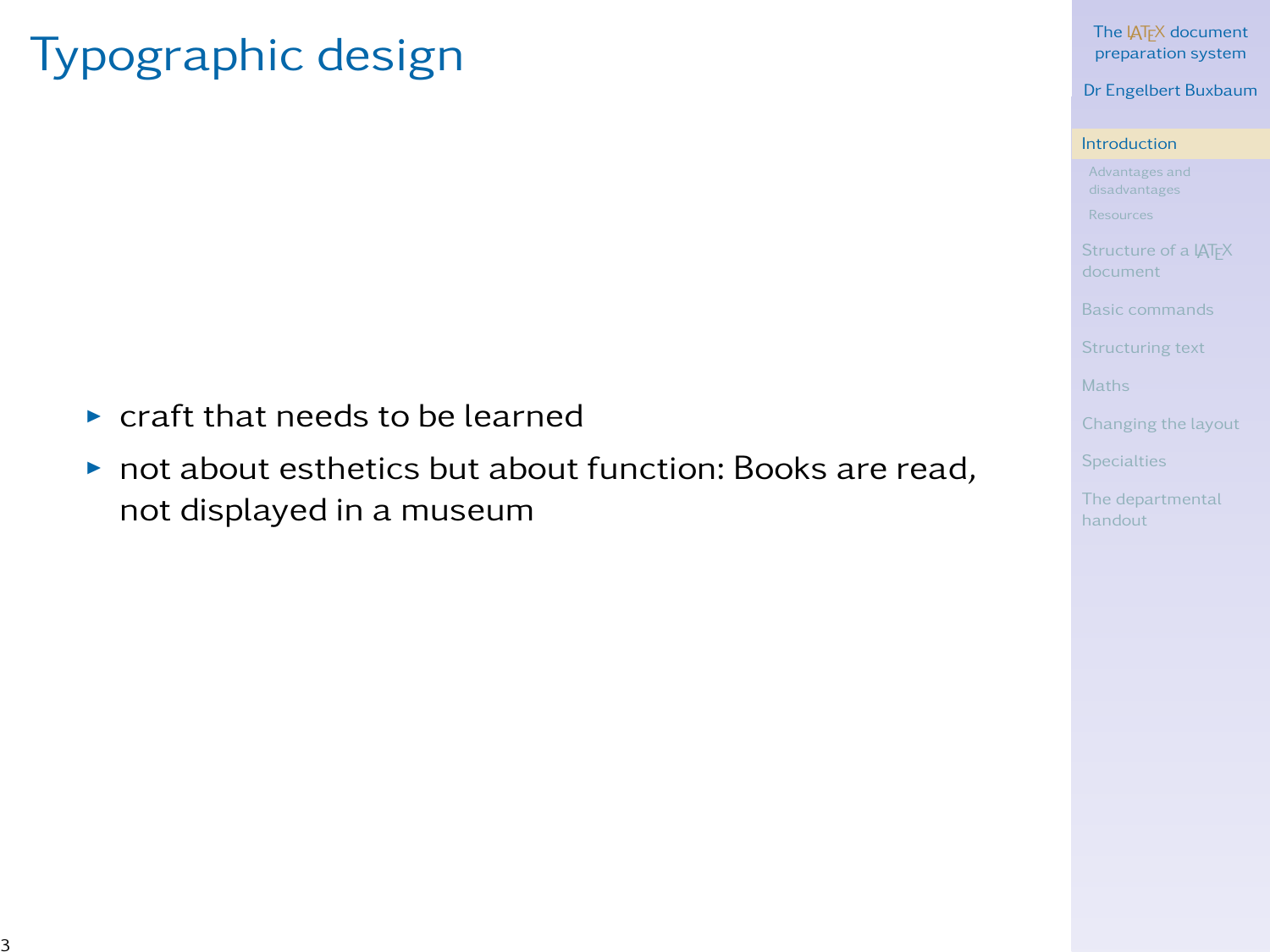# Typographic design

- craft that needs to be learned
- not about esthetics but about function: Books are read, not displayed in a museum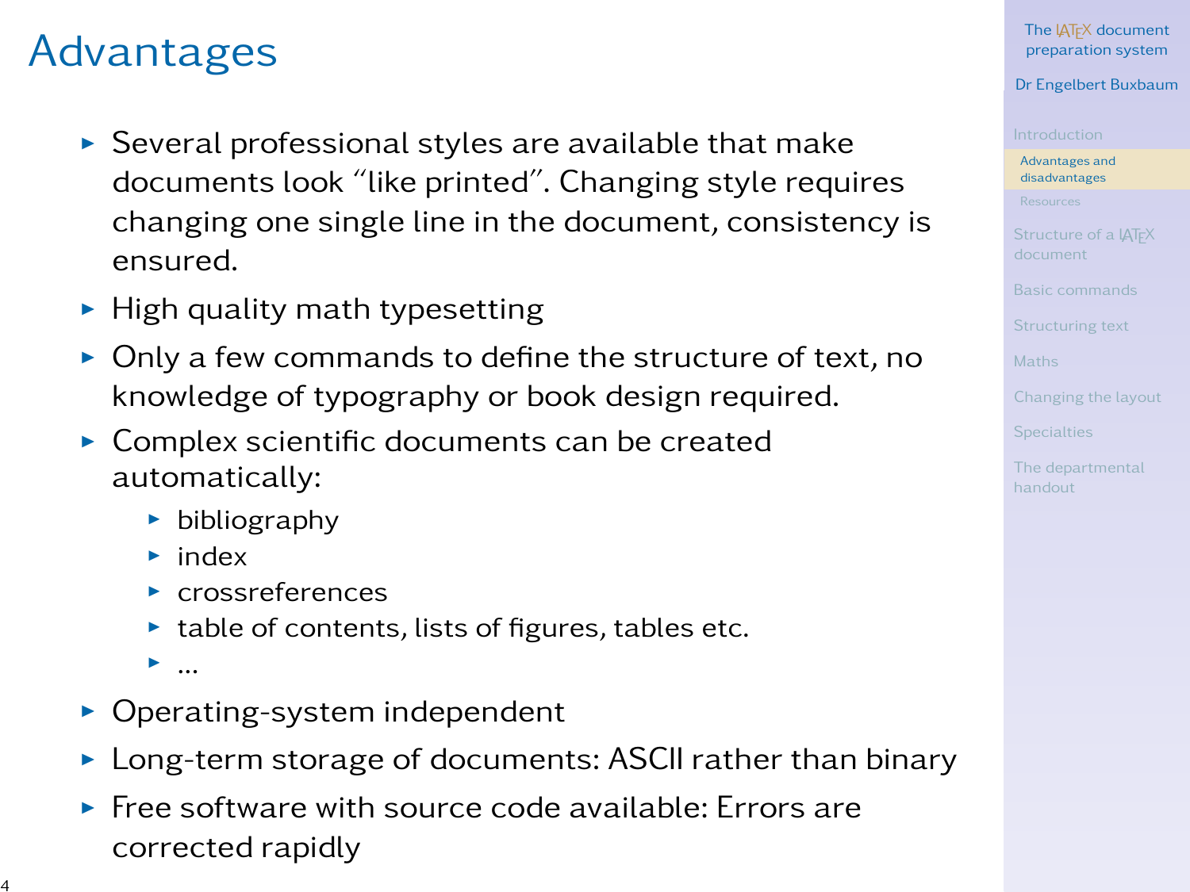# Advantages

- Several professional styles are available that make documents look "like printed". Changing style requires changing one single line in the document, consistency is ensured.
- High quality math typesetting
- Only a few commands to define the structure of text, no knowledge of typography or book design required.
- Complex scientific documents can be created automatically:
  - bibliography
  - index
  - crossreferences
  - table of contents, lists of figures, tables etc.
  - ...
- Operating-system independent
- Long-term storage of documents: ASCII rather than binary
- Free software with source code available: Errors are corrected rapidly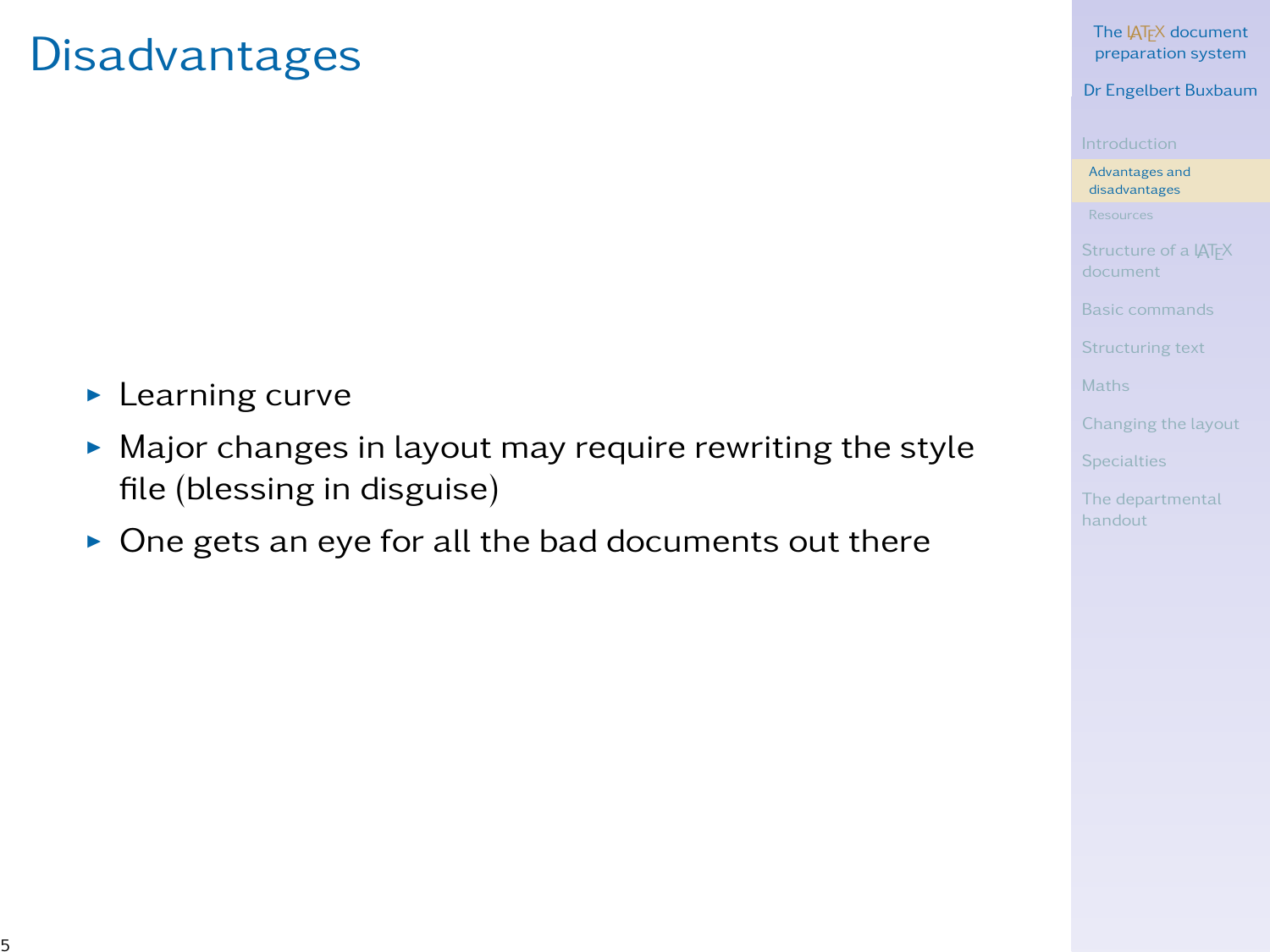# Disadvantages

- Learning curve
- Major changes in layout may require rewriting the style file (blessing in disguise)
- One gets an eye for all the bad documents out there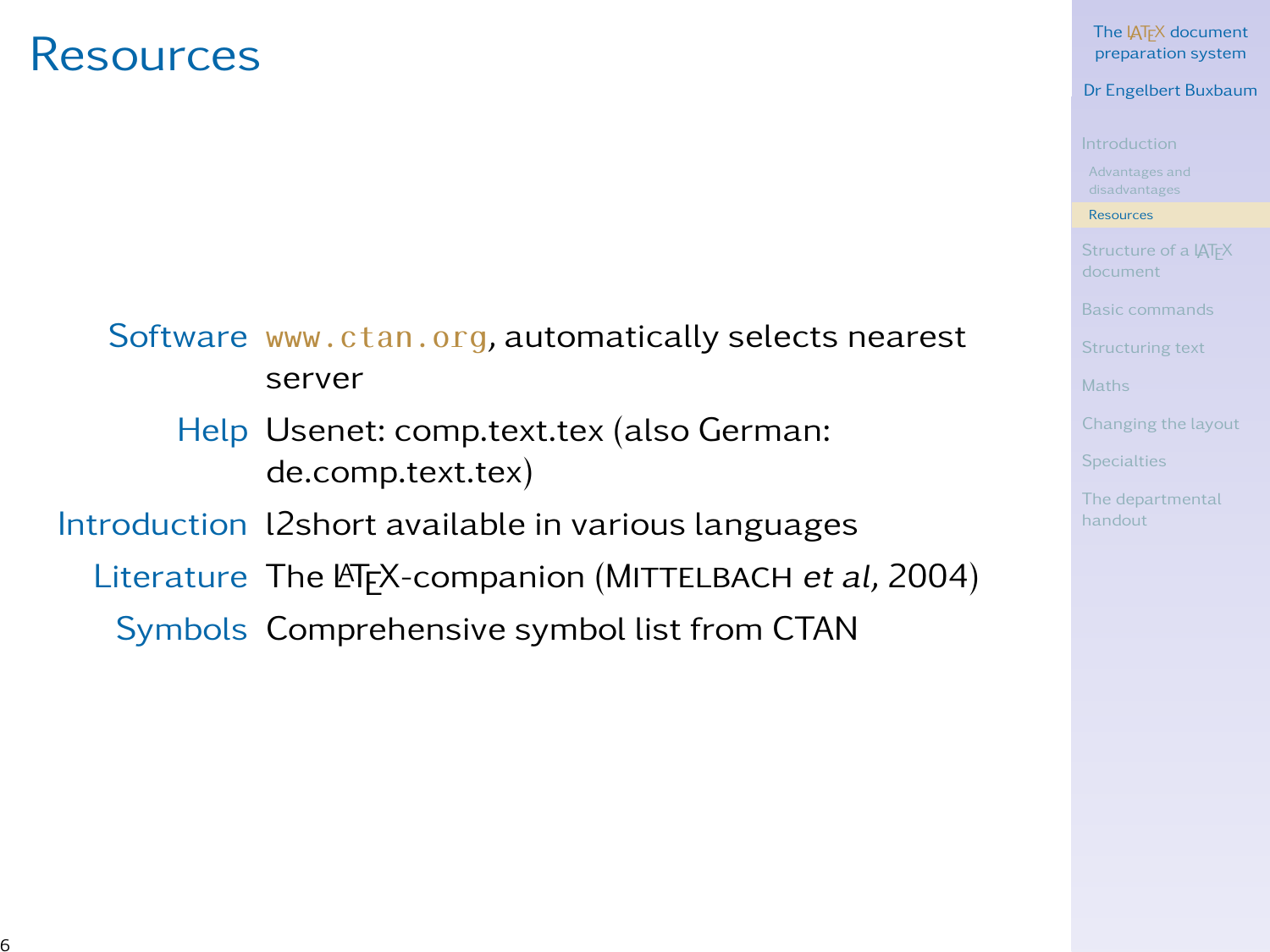# Resources

**Software** www.ctan.org, automatically selects nearest server

**Help** Usenet: comp.text.tex (also German: de.comp.text.tex)

**Introduction** l2short available in various languages

**Literature** The LaTeX-companion (MITTELBACH *et al*, 2004)

**Symbols** Comprehensive symbol list from CTAN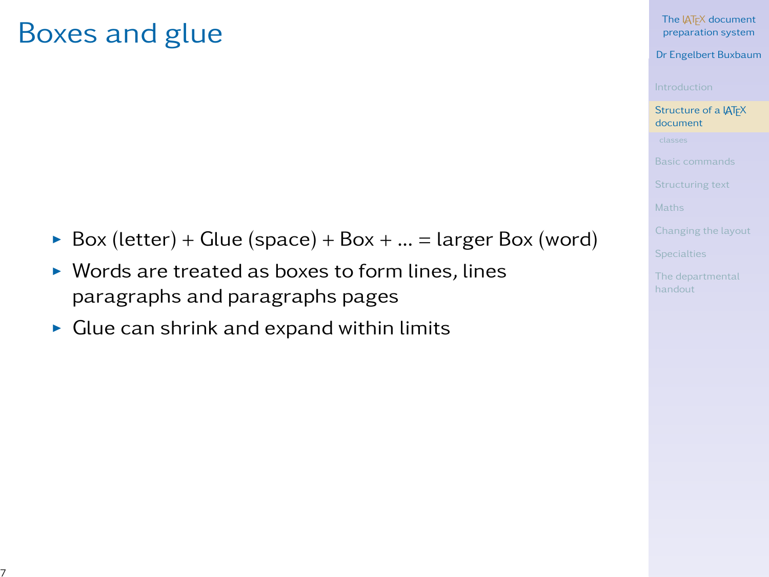# Boxes and glue

- Box (letter) + Glue (space) + Box + ... = larger Box (word)
- Words are treated as boxes to form lines, lines paragraphs and paragraphs pages
- Glue can shrink and expand within limits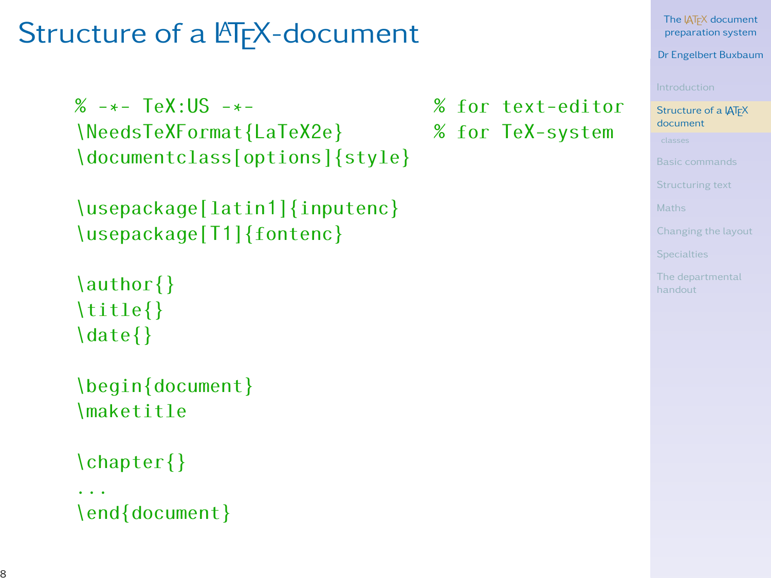# Structure of a LaTeX-document

```
% -*- TeX:US -*-                  % for text-editor
\NeedsTeXFormat{LaTeX2e}          % for TeX-system
\documentclass[options]{style}

\usepackage[latin1]{inputenc}
\usepackage[T1]{fontenc}

\author{}
\title{}
\date{}

\begin{document}
\maketitle

\chapter{}
...
\end{document}
```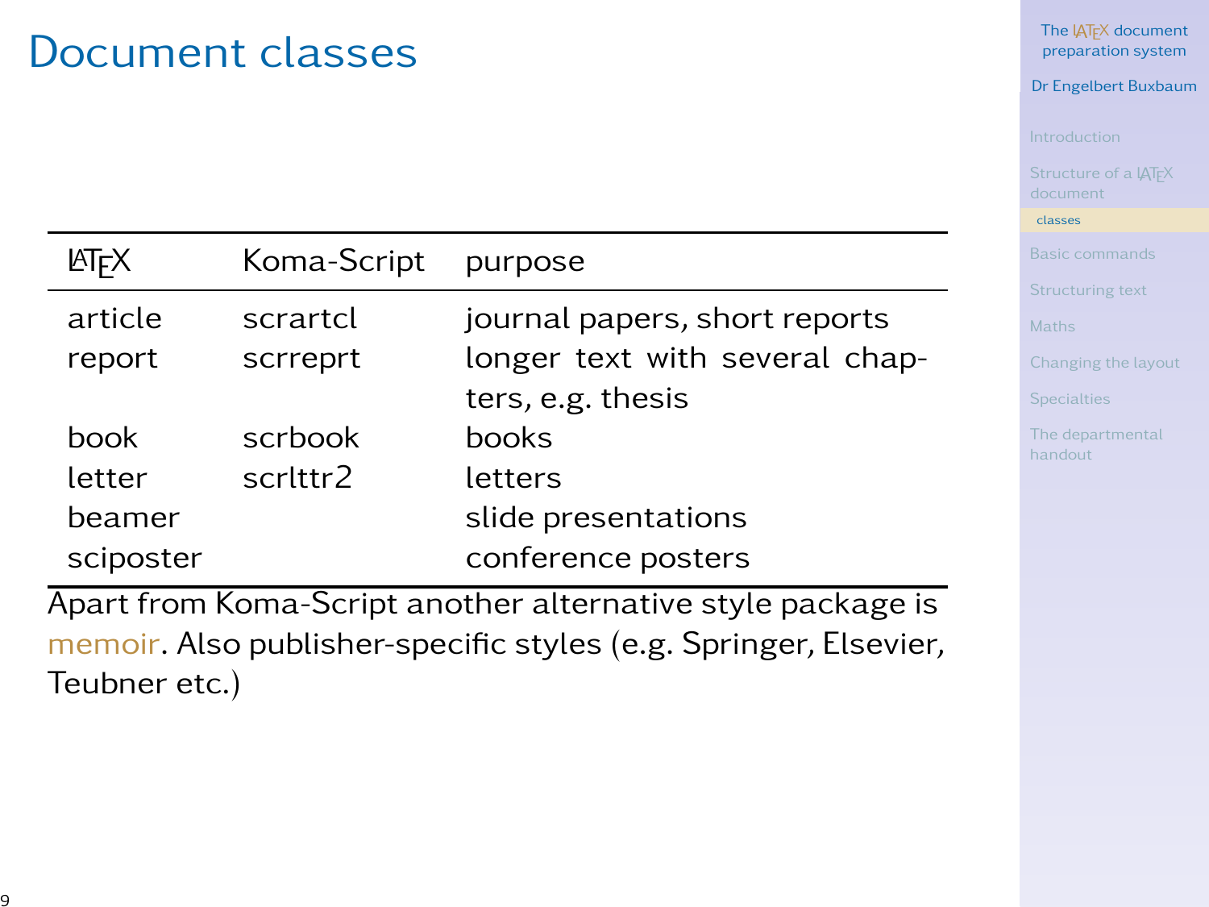# Document classes

| LaTeX | Koma-Script | purpose |
|---|---|---|
| article | scrartcl | journal papers, short reports |
| report | scrreprt | longer text with several chapters, e.g. thesis |
| book | scrbook | books |
| letter | scrlttr2 | letters |
| beamer | | slide presentations |
| sciposter | | conference posters |

Apart from Koma-Script another alternative style package is memoir. Also publisher-specific styles (e.g. Springer, Elsevier, Teubner etc.)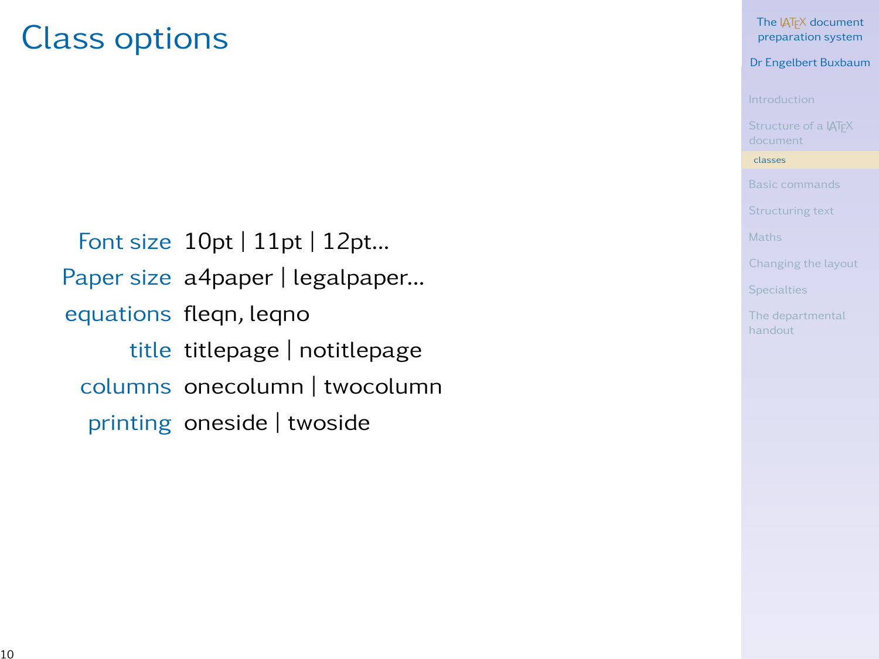# Class options

| | |
|---|---|
| Font size | 10pt \| 11pt \| 12pt... |
| Paper size | a4paper \| legalpaper... |
| equations | fleqn, leqno |
| title | titlepage \| notitlepage |
| columns | onecolumn \| twocolumn |
| printing | oneside \| twoside |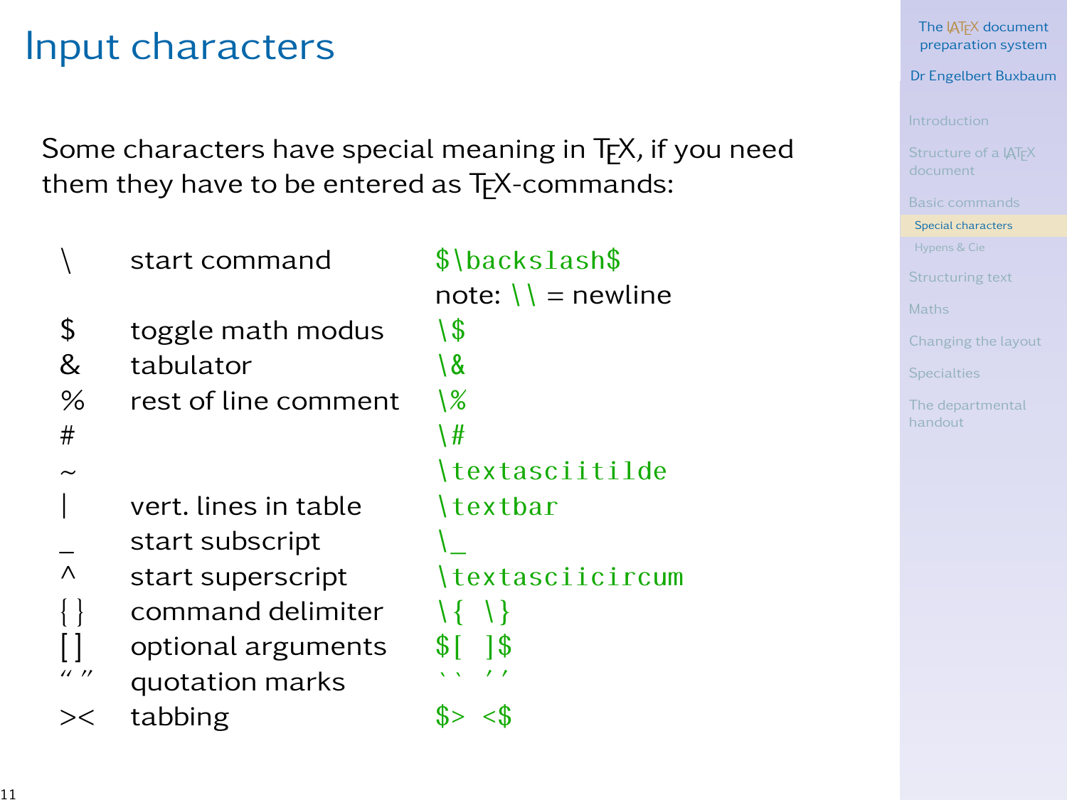# Input characters

Some characters have special meaning in TEX, if you need them they have to be entered as TEX-commands:

| Character | Meaning | Command |
|---|---|---|
| \ | start command | `$\backslash$` |
| | | note: `\\` = newline |
| $ | toggle math modus | `\$` |
| & | tabulator | `\&` |
| % | rest of line comment | `\%` |
| # | | `\#` |
| ~ | | `\textasciitilde` |
| \| | vert. lines in table | `\textbar` |
| _ | start subscript | `\_` |
| ^ | start superscript | `\textasciicircum` |
| { } | command delimiter | `\{ \}` |
| [ ] | optional arguments | `$[ ]$` |
| “ ” | quotation marks | ` `` '' ` |
| >< | tabbing | `$> <$` |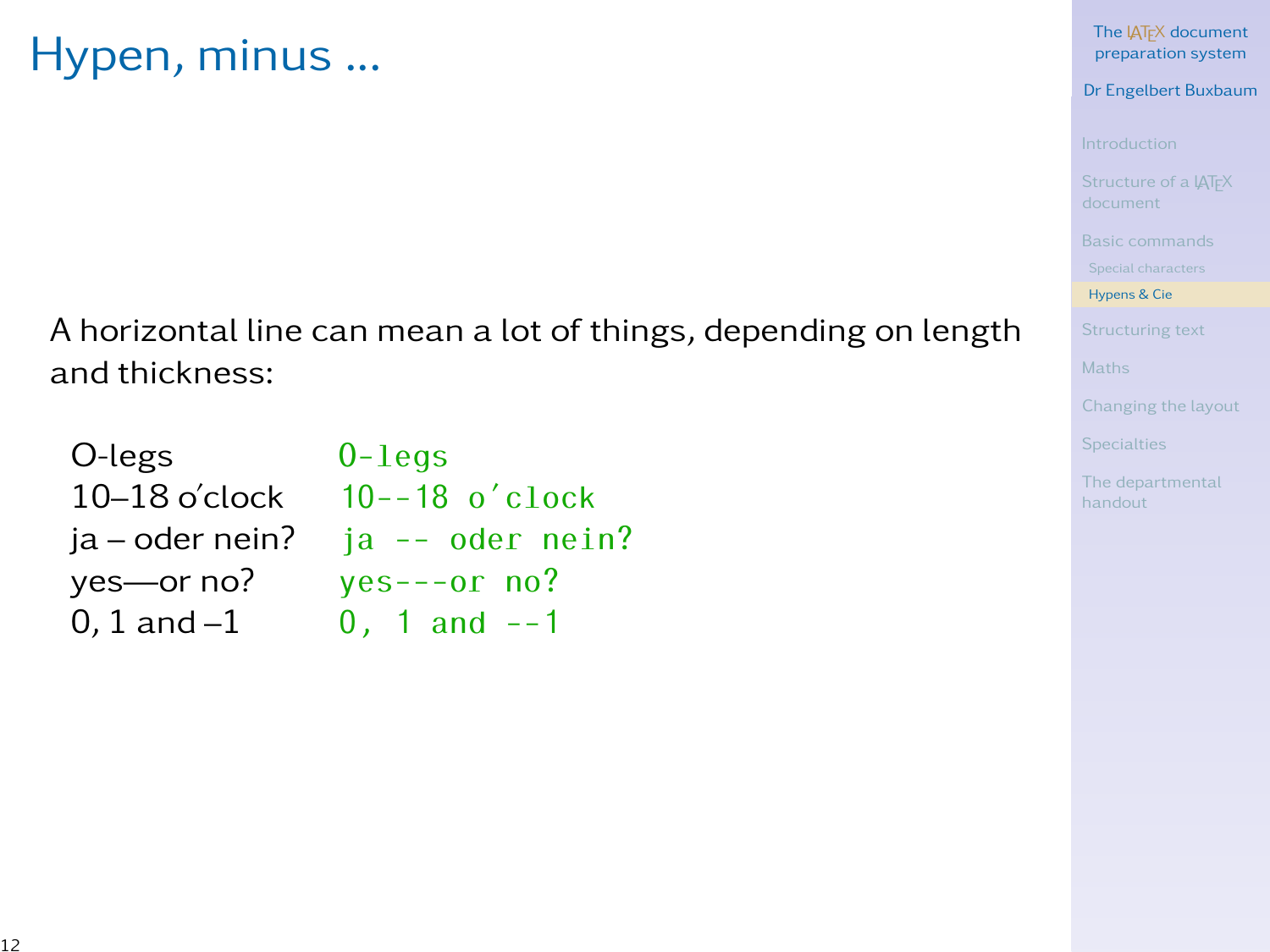# Hypen, minus ...

A horizontal line can mean a lot of things, depending on length and thickness:

| | |
|---|---|
| O-legs | `O-legs` |
| 10–18 o’clock | `10--18 o’clock` |
| ja – oder nein? | `ja -- oder nein?` |
| yes—or no? | `yes---or no?` |
| 0, 1 and –1 | `0, 1 and --1` |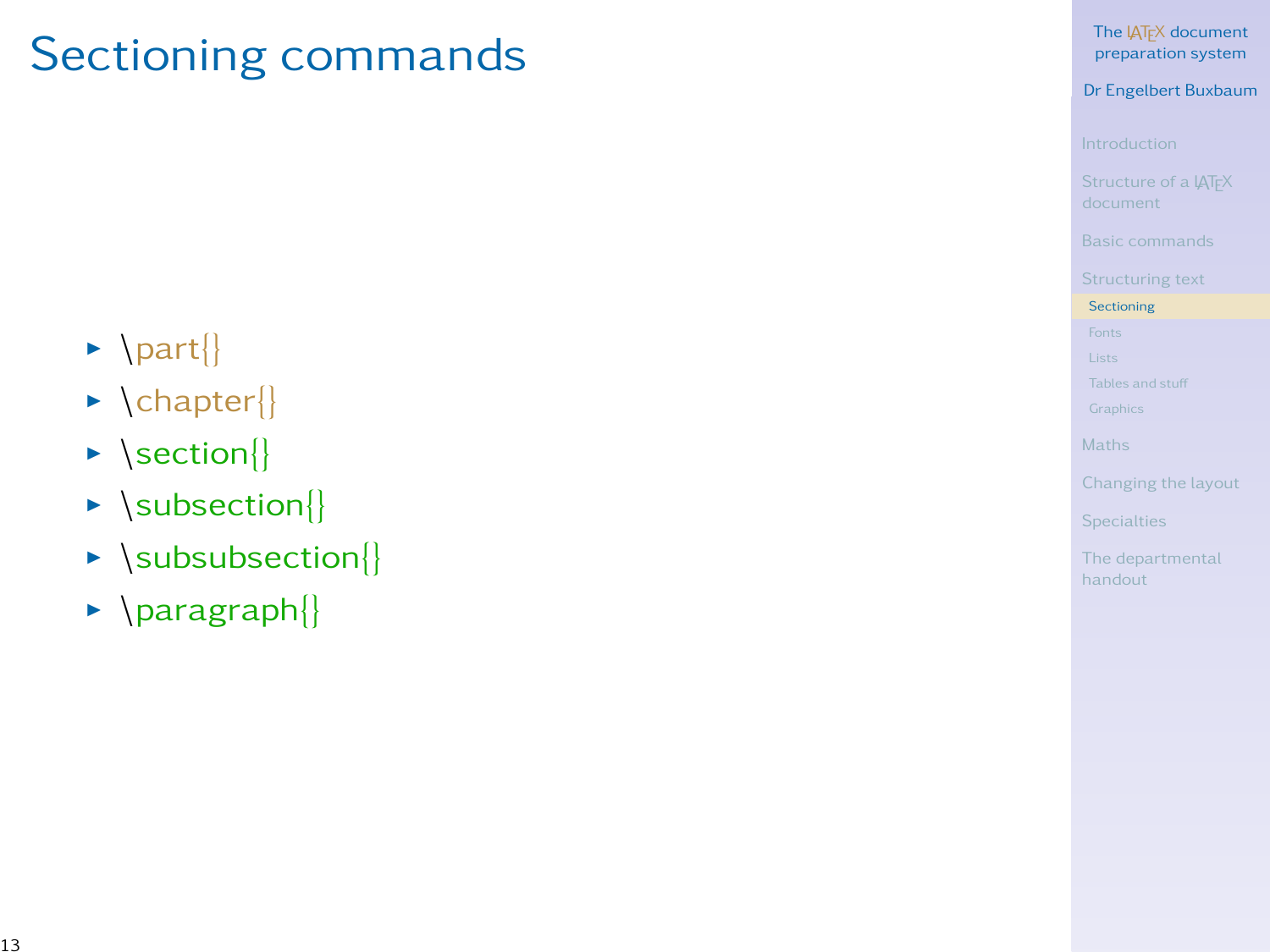# Sectioning commands

- \part{}
- \chapter{}
- \section{}
- \subsection{}
- \subsubsection{}
- \paragraph{}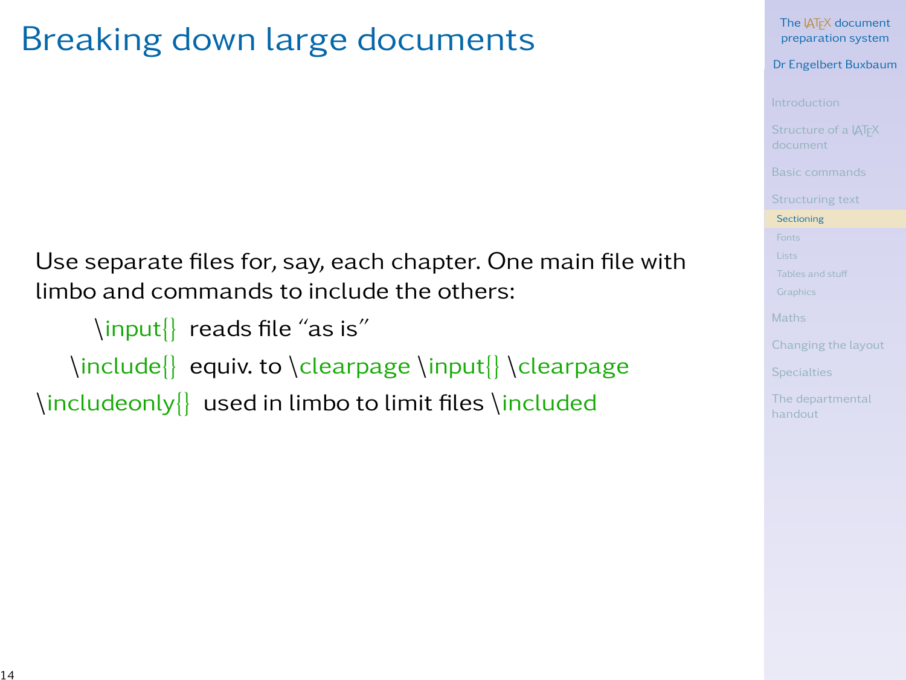# Breaking down large documents

Use separate files for, say, each chapter. One main file with limbo and commands to include the others:

| | |
|---|---|
| \input{} | reads file “as is” |
| \include{} | equiv. to \clearpage \input{} \clearpage |
| \includeonly{} | used in limbo to limit files \included |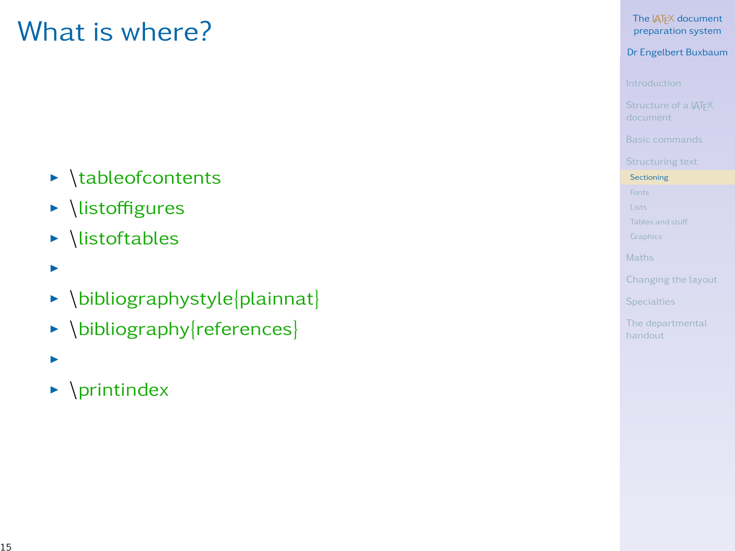# What is where?

- \tableofcontents
- \listoffigures
- \listoftables
- 
- \bibliographystyle{plainnat}
- \bibliography{references}
- 
- \printindex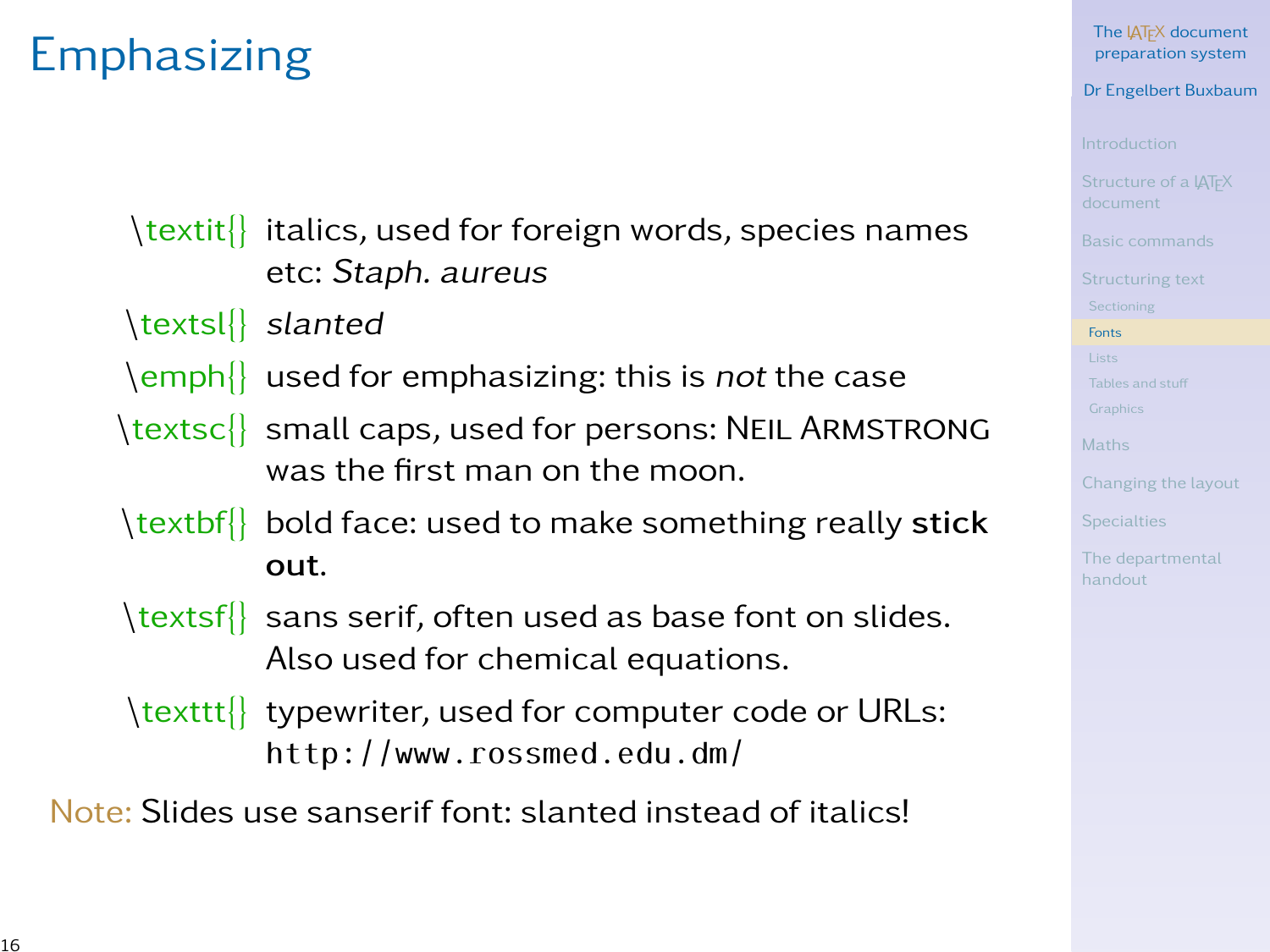# Emphasizing

| | |
|---|---|
| \textit{} | italics, used for foreign words, species names etc: *Staph. aureus* |
| \textsl{} | *slanted* |
| \emph{} | used for emphasizing: this is *not* the case |
| \textsc{} | small caps, used for persons: NEIL ARMSTRONG was the first man on the moon. |
| \textbf{} | bold face: used to make something really **stick out**. |
| \textsf{} | sans serif, often used as base font on slides. Also used for chemical equations. |
| \texttt{} | typewriter, used for computer code or URLs: `http://www.rossmed.edu.dm/` |

Note: Slides use sanserif font: slanted instead of italics!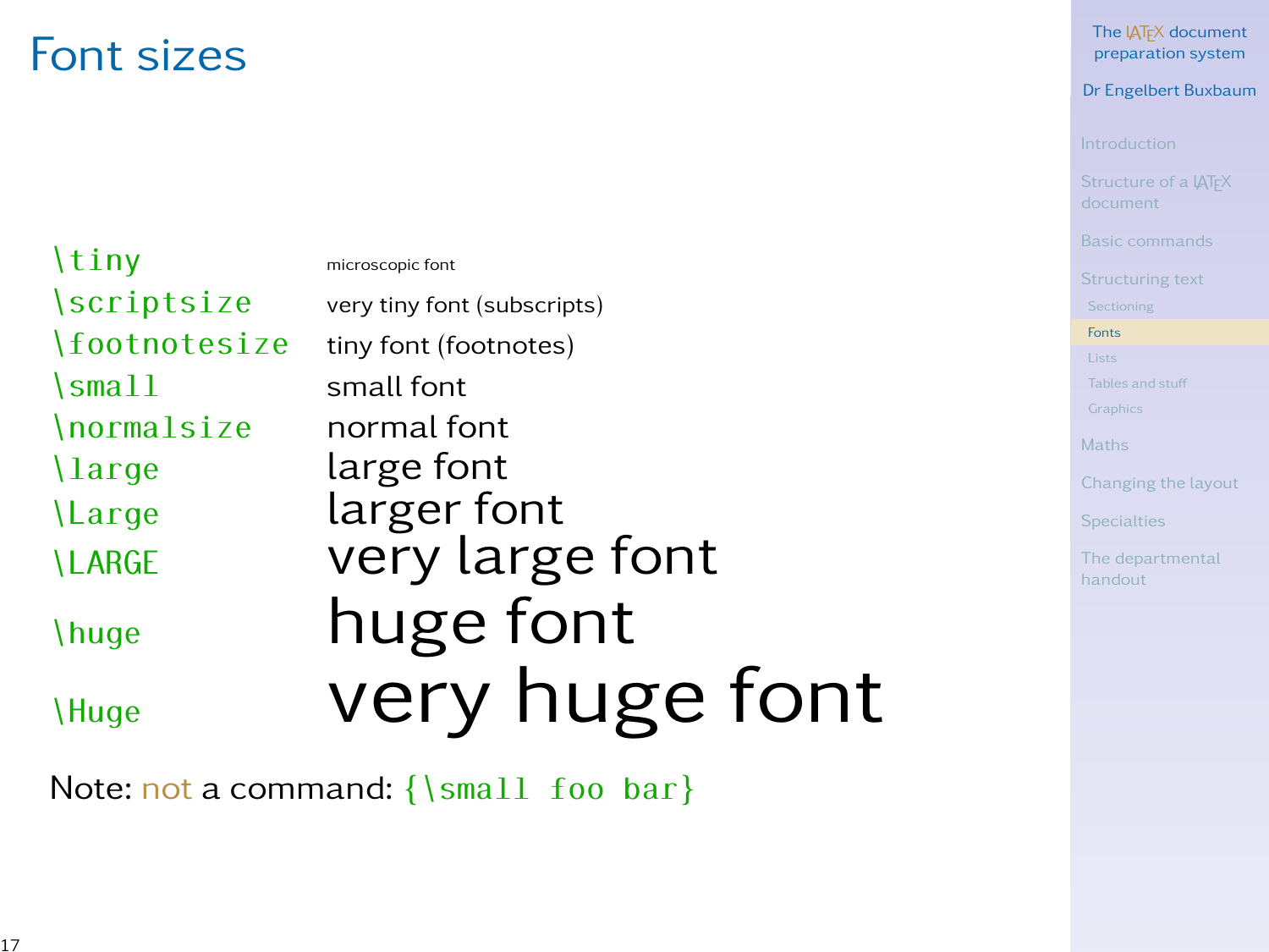# Font sizes

| | |
|---|---|
| `\tiny` | microscopic font |
| `\scriptsize` | very tiny font (subscripts) |
| `\footnotesize` | tiny font (footnotes) |
| `\small` | small font |
| `\normalsize` | normal font |
| `\large` | large font |
| `\Large` | larger font |
| `\LARGE` | very large font |
| `\huge` | huge font |
| `\Huge` | very huge font |

Note: not a command: `{\small foo bar}`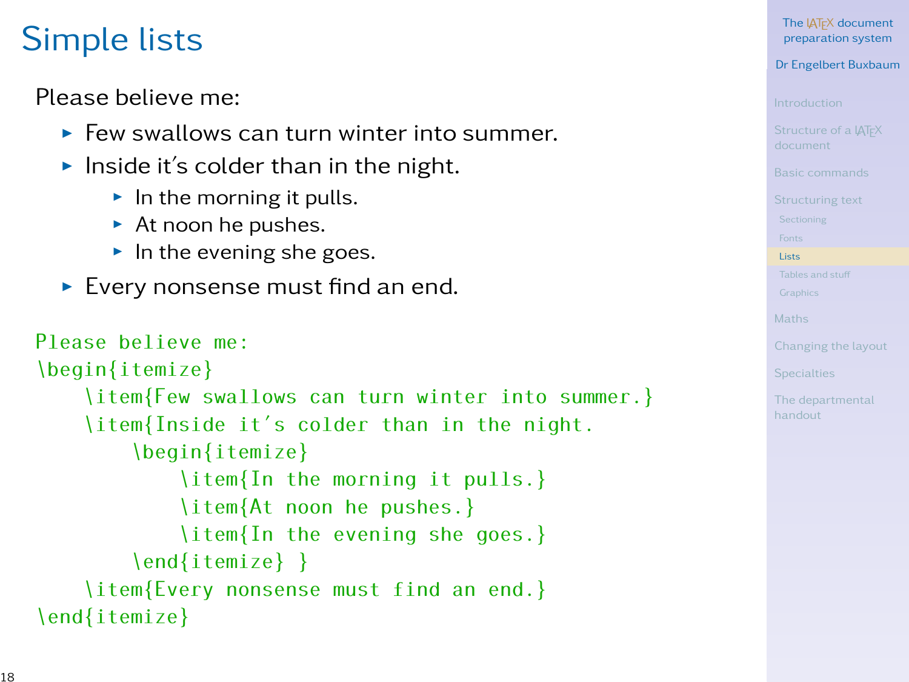# Simple lists

Please believe me:

- Few swallows can turn winter into summer.
- Inside it's colder than in the night.
  - In the morning it pulls.
  - At noon he pushes.
  - In the evening she goes.
- Every nonsense must find an end.

```
Please believe me:
\begin{itemize}
    \item{Few swallows can turn winter into summer.}
    \item{Inside it's colder than in the night.
        \begin{itemize}
            \item{In the morning it pulls.}
            \item{At noon he pushes.}
            \item{In the evening she goes.}
        \end{itemize} }
    \item{Every nonsense must find an end.}
\end{itemize}
```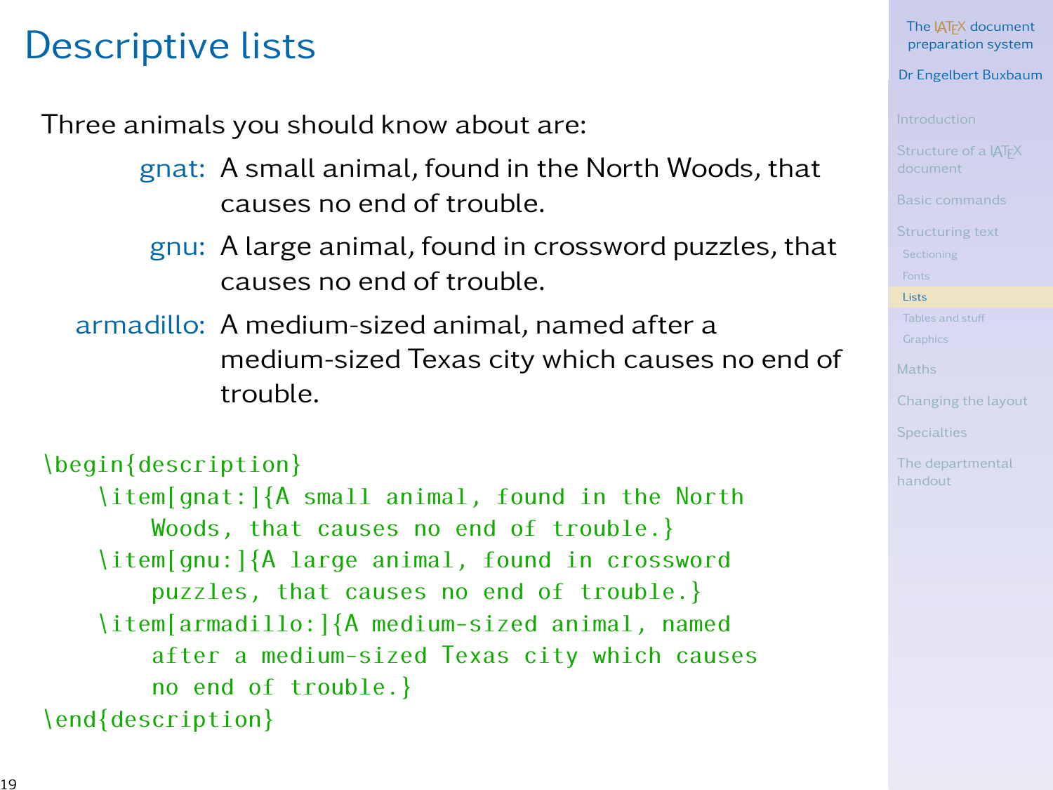# Descriptive lists

Three animals you should know about are:

**gnat:** A small animal, found in the North Woods, that causes no end of trouble.

**gnu:** A large animal, found in crossword puzzles, that causes no end of trouble.

**armadillo:** A medium-sized animal, named after a medium-sized Texas city which causes no end of trouble.

```
\begin{description}
    \item[gnat:]{A small animal, found in the North
        Woods, that causes no end of trouble.}
    \item[gnu:]{A large animal, found in crossword
        puzzles, that causes no end of trouble.}
    \item[armadillo:]{A medium-sized animal, named
        after a medium-sized Texas city which causes
        no end of trouble.}
\end{description}
```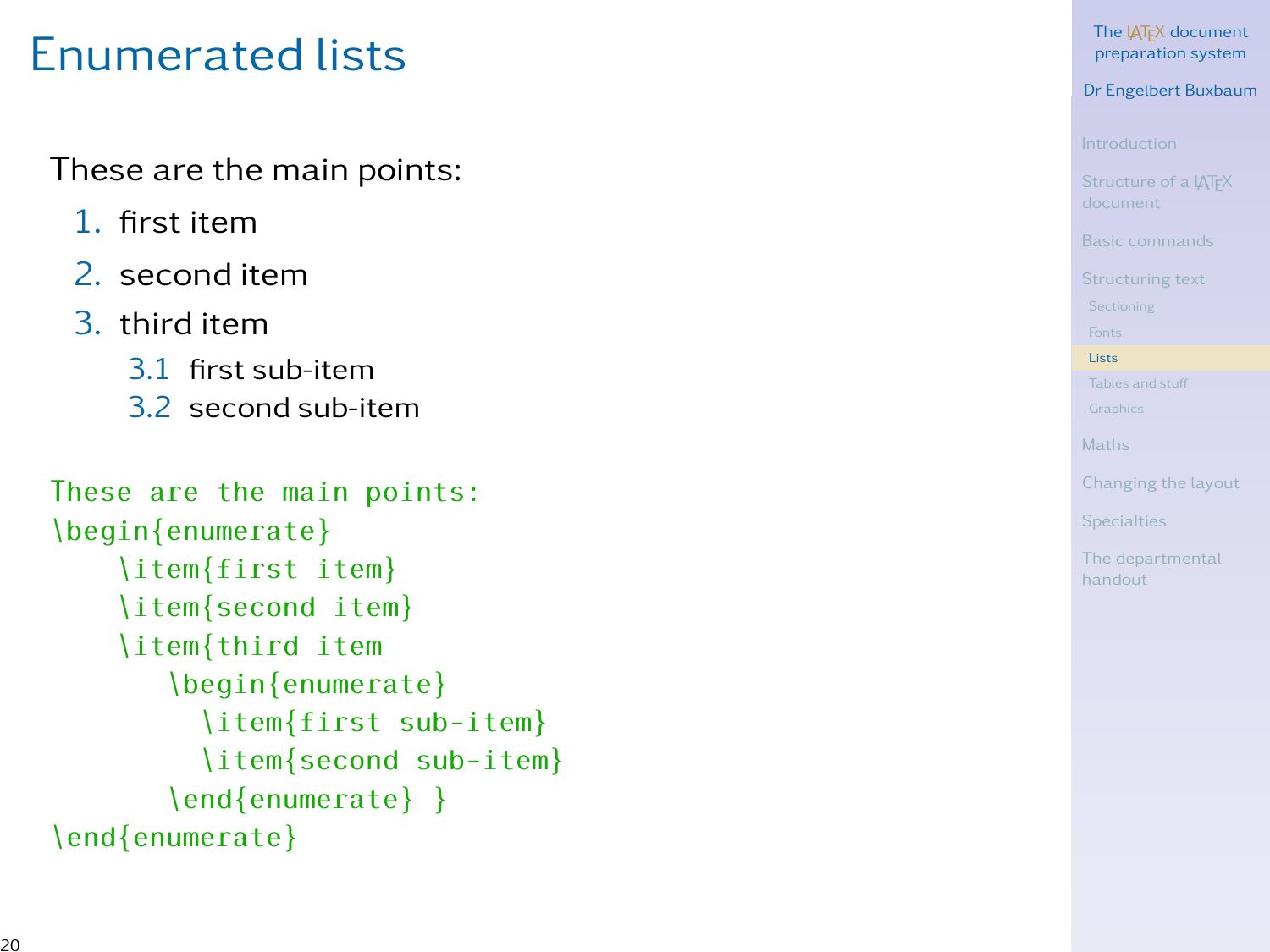# Enumerated lists

These are the main points:

1. first item
2. second item
3. third item
   3.1 first sub-item
   3.2 second sub-item

```
These are the main points:
\begin{enumerate}
    \item{first item}
    \item{second item}
    \item{third item
       \begin{enumerate}
         \item{first sub-item}
         \item{second sub-item}
       \end{enumerate} }
\end{enumerate}
```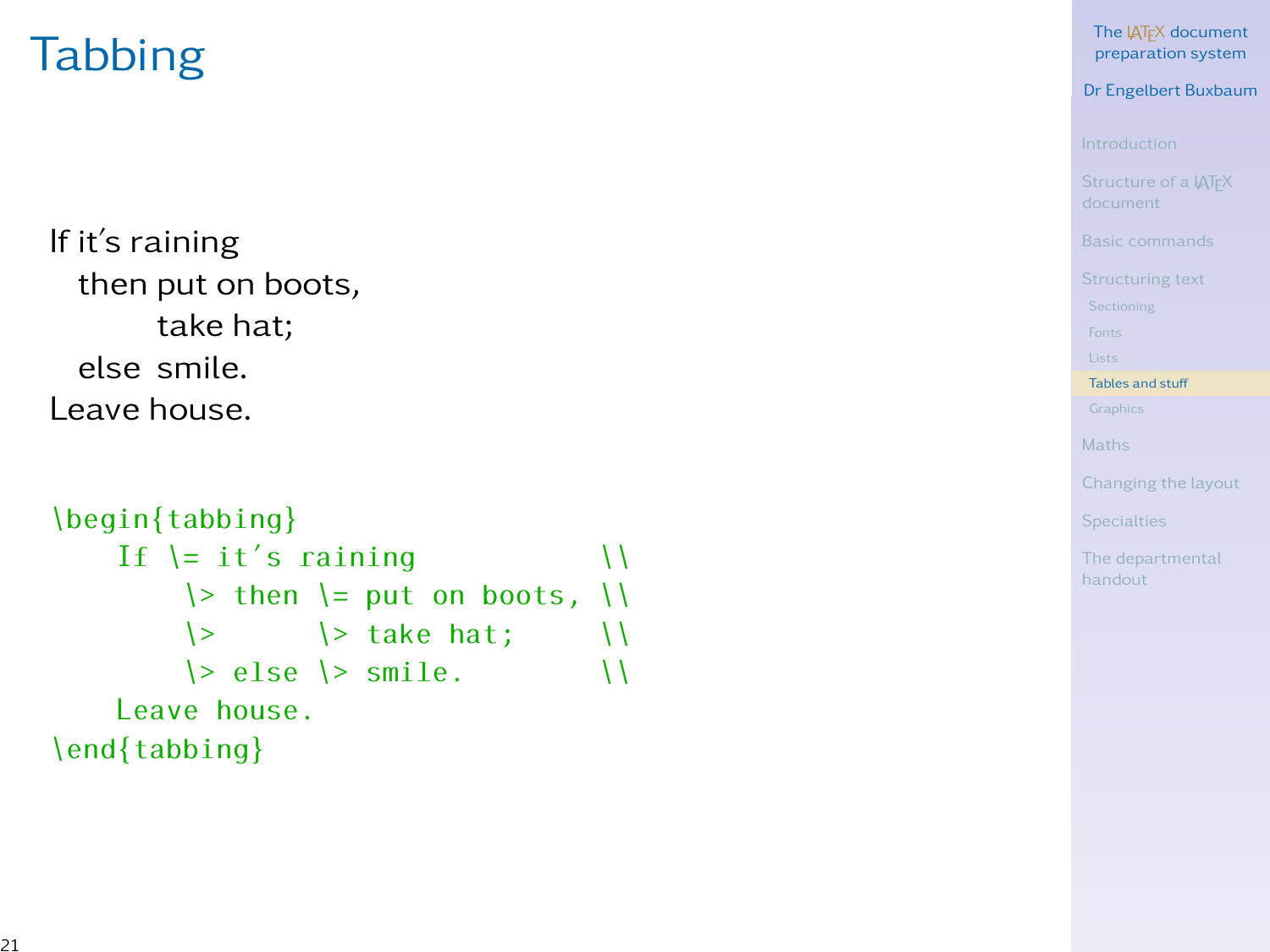# Tabbing

If it's raining
  then put on boots,
        take hat;
  else  smile.
Leave house.

```
\begin{tabbing}
    If \= it's raining           \\
        \> then \= put on boots, \\
        \>      \> take hat;     \\
        \> else \> smile.        \\
    Leave house.
\end{tabbing}
```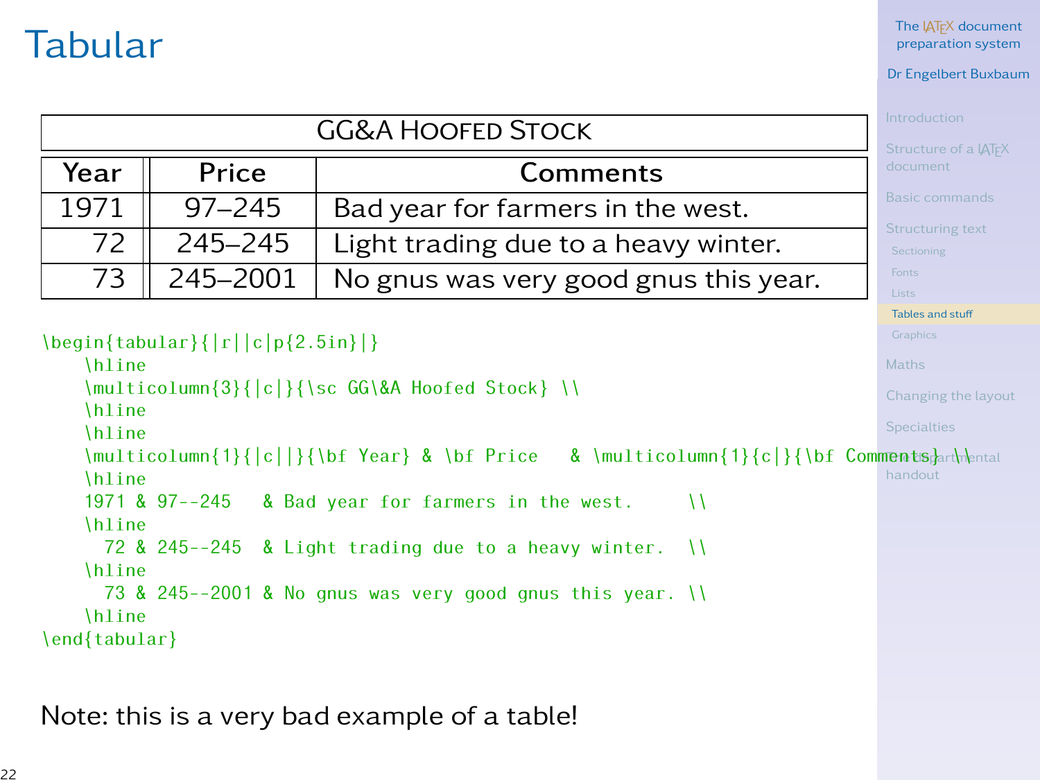# Tabular

| GG&A Hoofed Stock | | |
|---|---|---|
| **Year** | **Price** | **Comments** |
| 1971 | 97–245 | Bad year for farmers in the west. |
| 72 | 245–245 | Light trading due to a heavy winter. |
| 73 | 245–2001 | No gnus was very good gnus this year. |

```
\begin{tabular}{|r||c|p{2.5in}|}
    \hline
    \multicolumn{3}{|c|}{\sc GG\&A Hoofed Stock} \\
    \hline
    \hline
    \multicolumn{1}{|c||}{\bf Year} & \bf Price   & \multicolumn{1}{c|}{\bf Comments} \\
    \hline
    1971 & 97--245   & Bad year for farmers in the west.     \\
    \hline
      72 & 245--245  & Light trading due to a heavy winter.  \\
    \hline
      73 & 245--2001 & No gnus was very good gnus this year. \\
    \hline
\end{tabular}
```

Note: this is a very bad example of a table!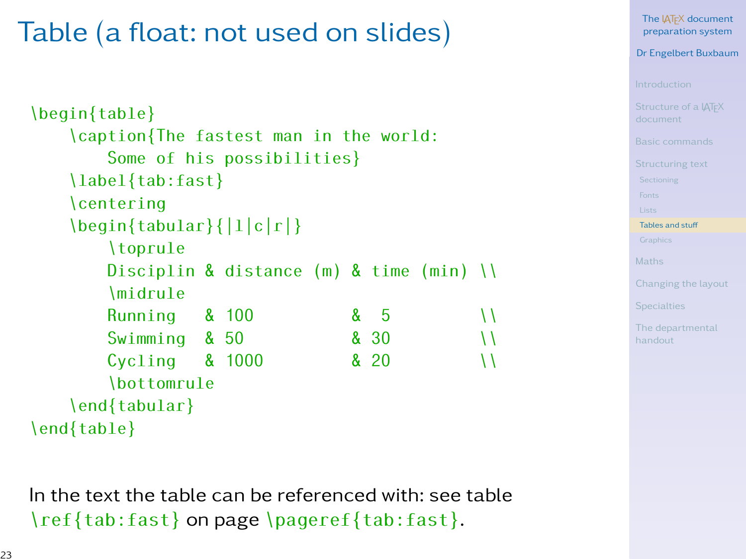# Table (a float: not used on slides)

```
\begin{table}
    \caption{The fastest man in the world:
        Some of his possibilities}
    \label{tab:fast}
    \centering
    \begin{tabular}{|l|c|r|}
        \toprule
        Disciplin & distance (m) & time (min) \\
        \midrule
        Running   & 100          &  5         \\
        Swimming  & 50           & 30         \\
        Cycling   & 1000         & 20         \\
        \bottomrule
    \end{tabular}
\end{table}
```

In the text the table can be referenced with: see table `\ref{tab:fast}` on page `\pageref{tab:fast}`.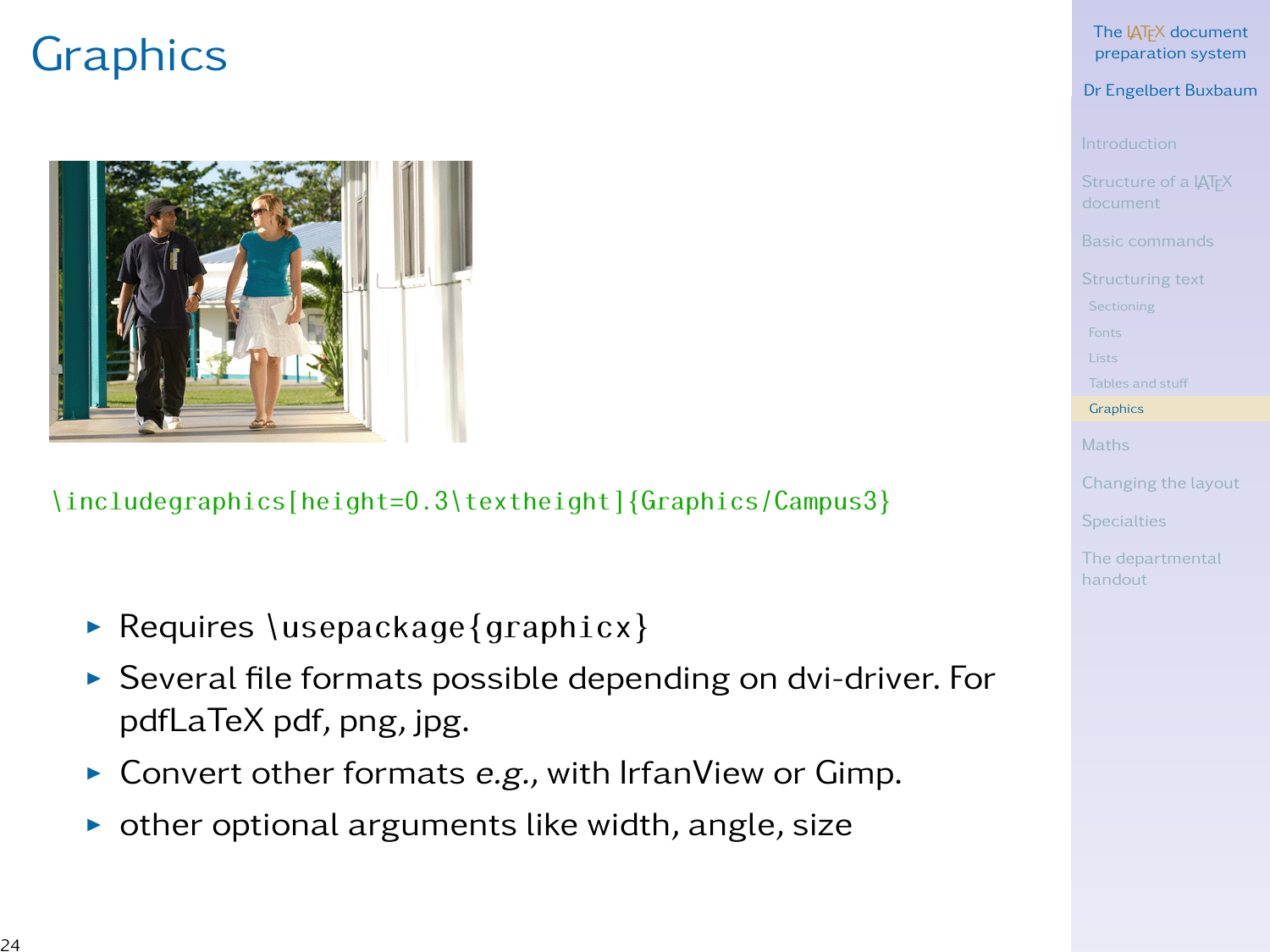# Graphics

```
\includegraphics[height=0.3\textheight]{Graphics/Campus3}
```

- Requires `\usepackage{graphicx}`
- Several file formats possible depending on dvi-driver. For pdfLaTeX pdf, png, jpg.
- Convert other formats *e.g.*, with IrfanView or Gimp.
- other optional arguments like width, angle, size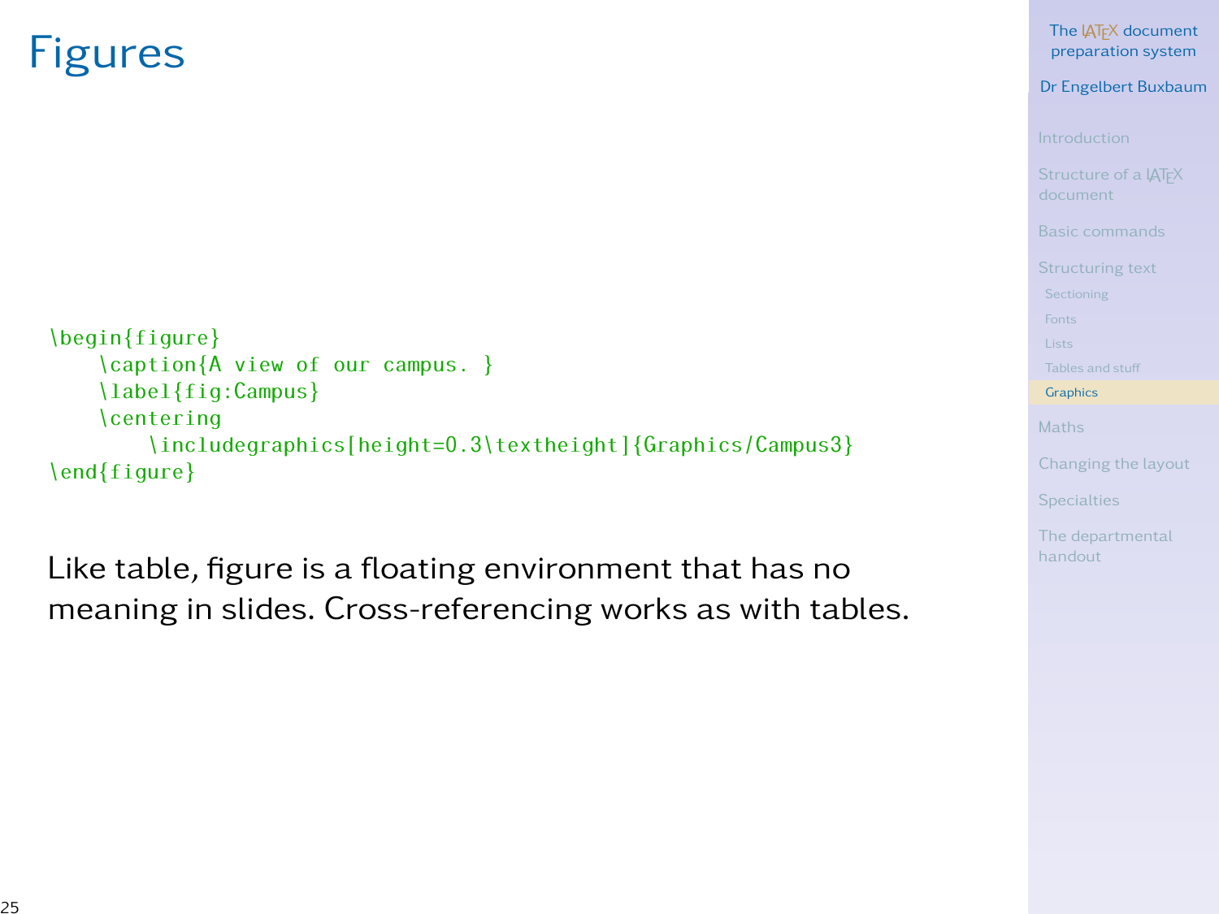# Figures

```
\begin{figure}
    \caption{A view of our campus. }
    \label{fig:Campus}
    \centering
        \includegraphics[height=0.3\textheight]{Graphics/Campus3}
\end{figure}
```

Like table, figure is a floating environment that has no meaning in slides. Cross-referencing works as with tables.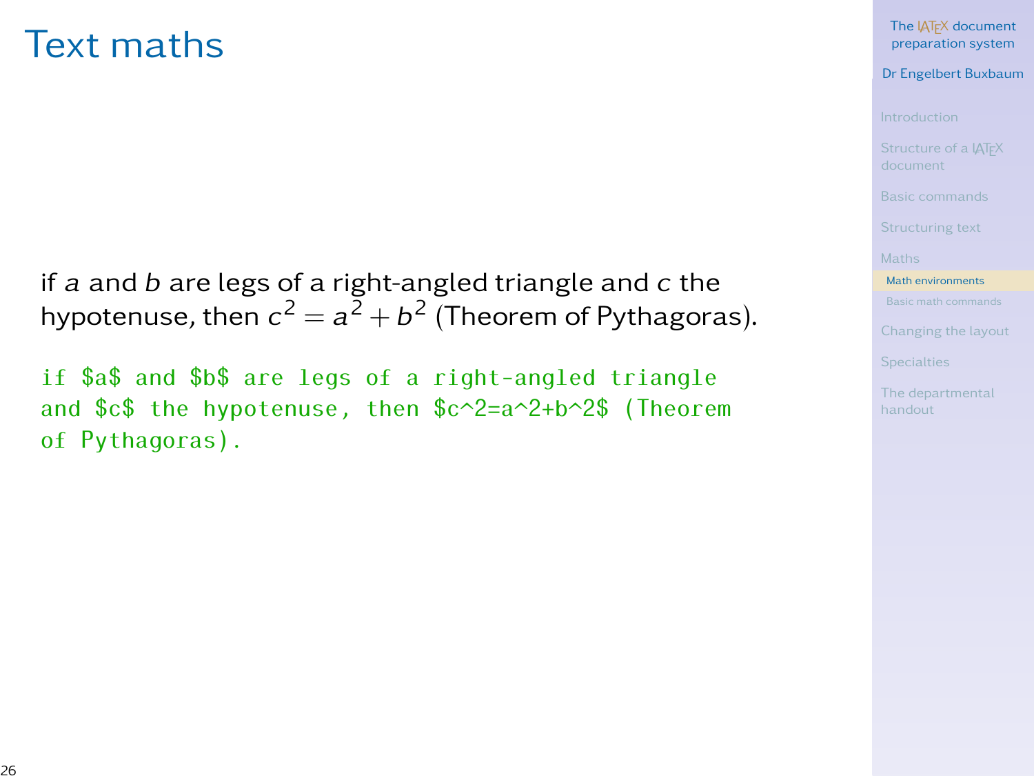# Text maths

if $a$ and $b$ are legs of a right-angled triangle and $c$ the hypotenuse, then $c^2 = a^2 + b^2$ (Theorem of Pythagoras).

```
if $a$ and $b$ are legs of a right-angled triangle
and $c$ the hypotenuse, then $c^2=a^2+b^2$ (Theorem
of Pythagoras).
```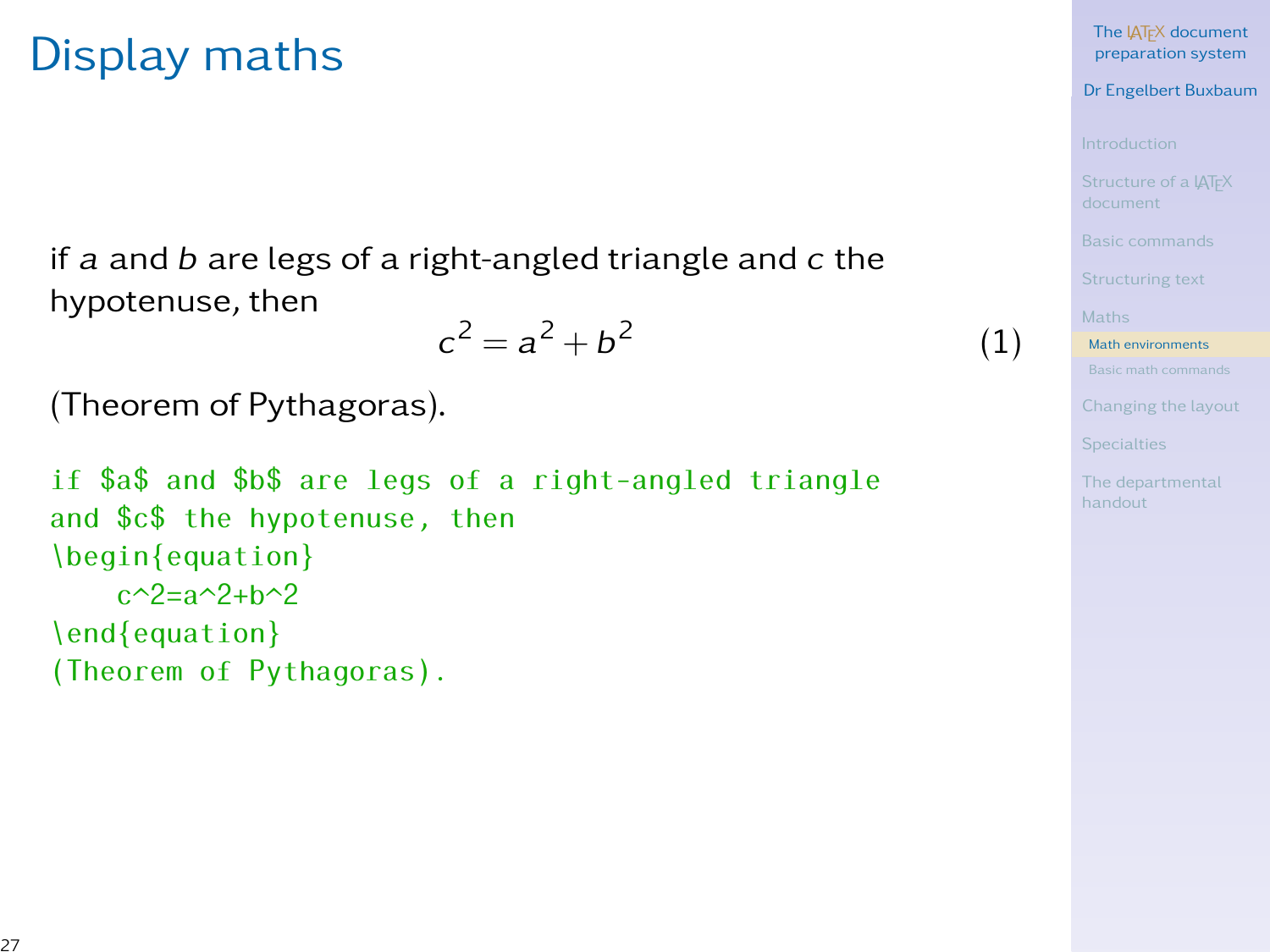# Display maths

if $a$ and $b$ are legs of a right-angled triangle and $c$ the hypotenuse, then

$$c^2 = a^2 + b^2 \tag{1}$$

(Theorem of Pythagoras).

```
if $a$ and $b$ are legs of a right-angled triangle
and $c$ the hypotenuse, then
\begin{equation}
    c^2=a^2+b^2
\end{equation}
(Theorem of Pythagoras).
```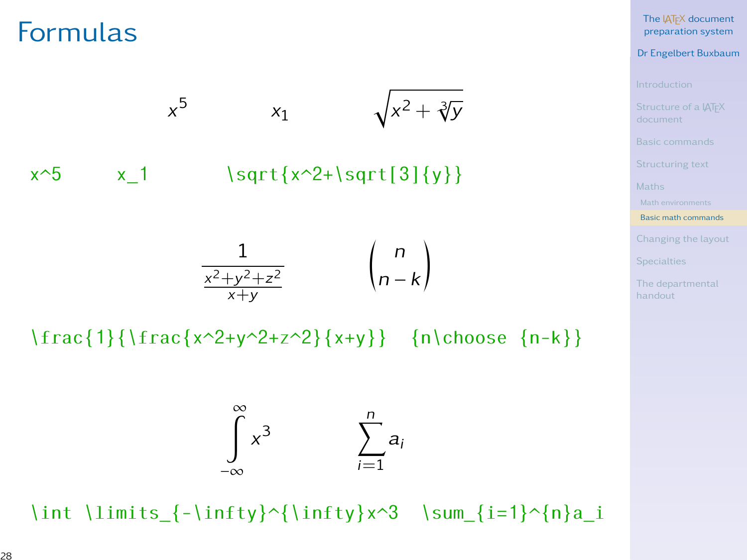# Formulas

$x^5$ $x_1$ $\sqrt{x^2+\sqrt[3]{y}}$

```
x^5        x_1          \sqrt{x^2+\sqrt[3]{y}}
```

$\frac{1}{\frac{x^2+y^2+z^2}{x+y}}$ ${n \choose n-k}$

```
\frac{1}{\frac{x^2+y^2+z^2}{x+y}}   {n\choose {n-k}}
```

$\int\limits_{-\infty}^{\infty}x^3$ $\sum_{i=1}^{n}a_i$

```
\int \limits_{-\infty}^{\infty}x^3  \sum_{i=1}^{n}a_i
```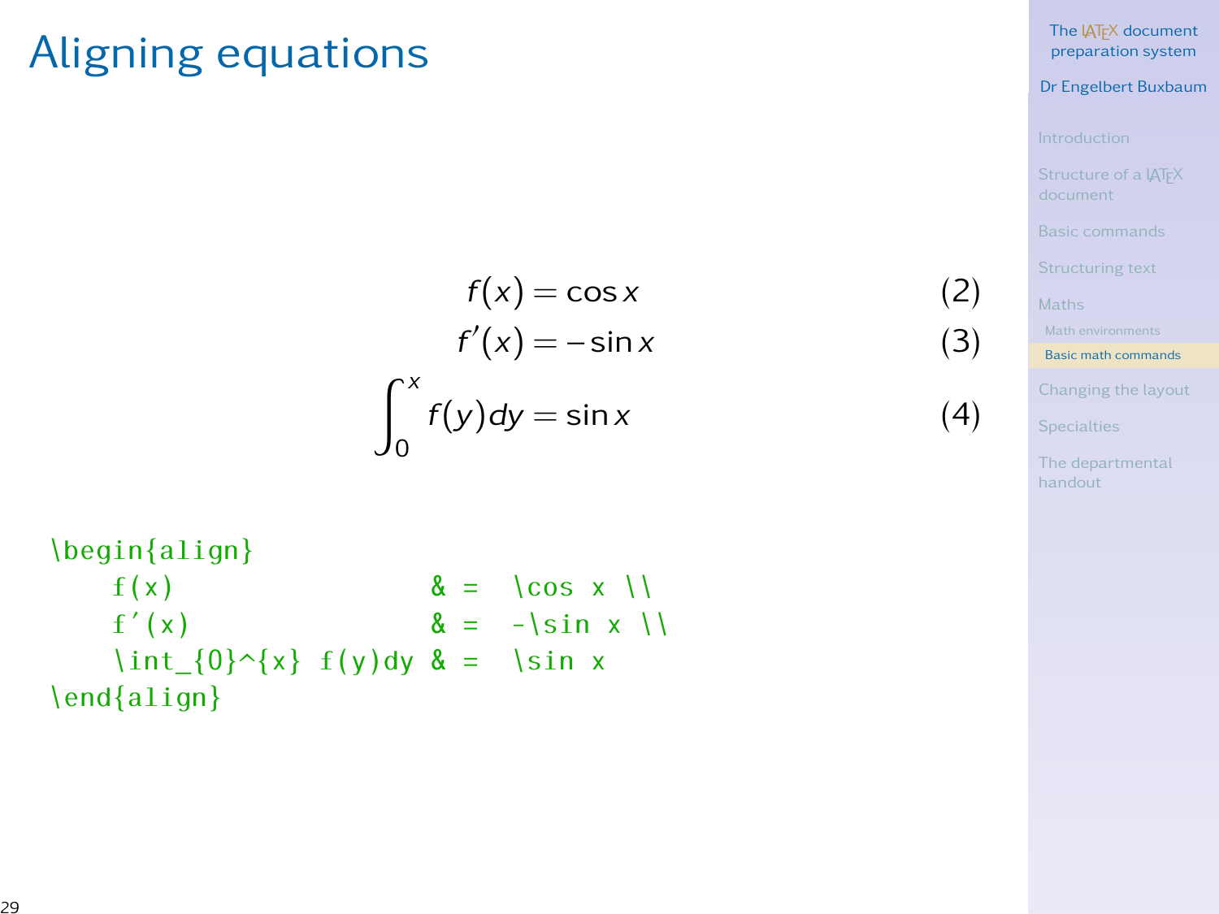# Aligning equations

$$
\begin{align}
f(x) &= \cos x \tag{2}\\
f'(x) &= -\sin x \tag{3}\\
\int_{0}^{x} f(y)dy &= \sin x \tag{4}
\end{align}
$$

```
\begin{align}
    f(x)                  & =  \cos x \\
    f'(x)                 & =  -\sin x \\
    \int_{0}^{x} f(y)dy & =  \sin x
\end{align}
```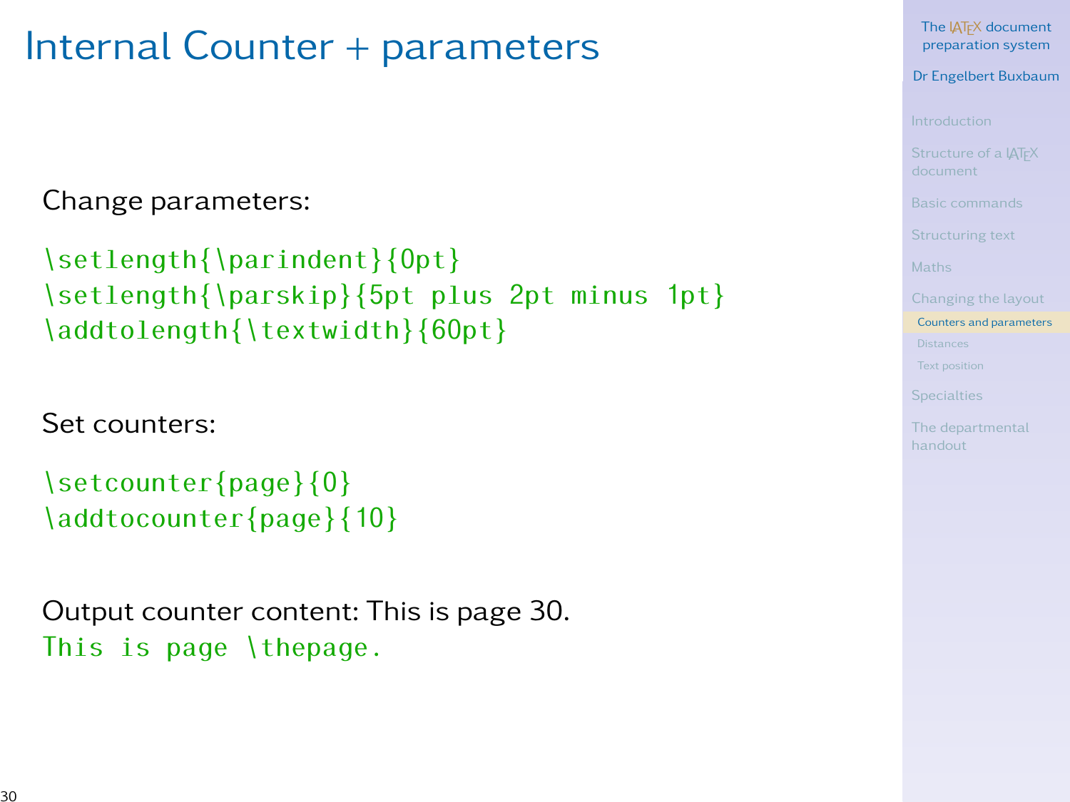# Internal Counter + parameters

Change parameters:

```
\setlength{\parindent}{0pt}
\setlength{\parskip}{5pt plus 2pt minus 1pt}
\addtolength{\textwidth}{60pt}
```

Set counters:

```
\setcounter{page}{0}
\addtocounter{page}{10}
```

Output counter content: This is page 30.

```
This is page \thepage.
```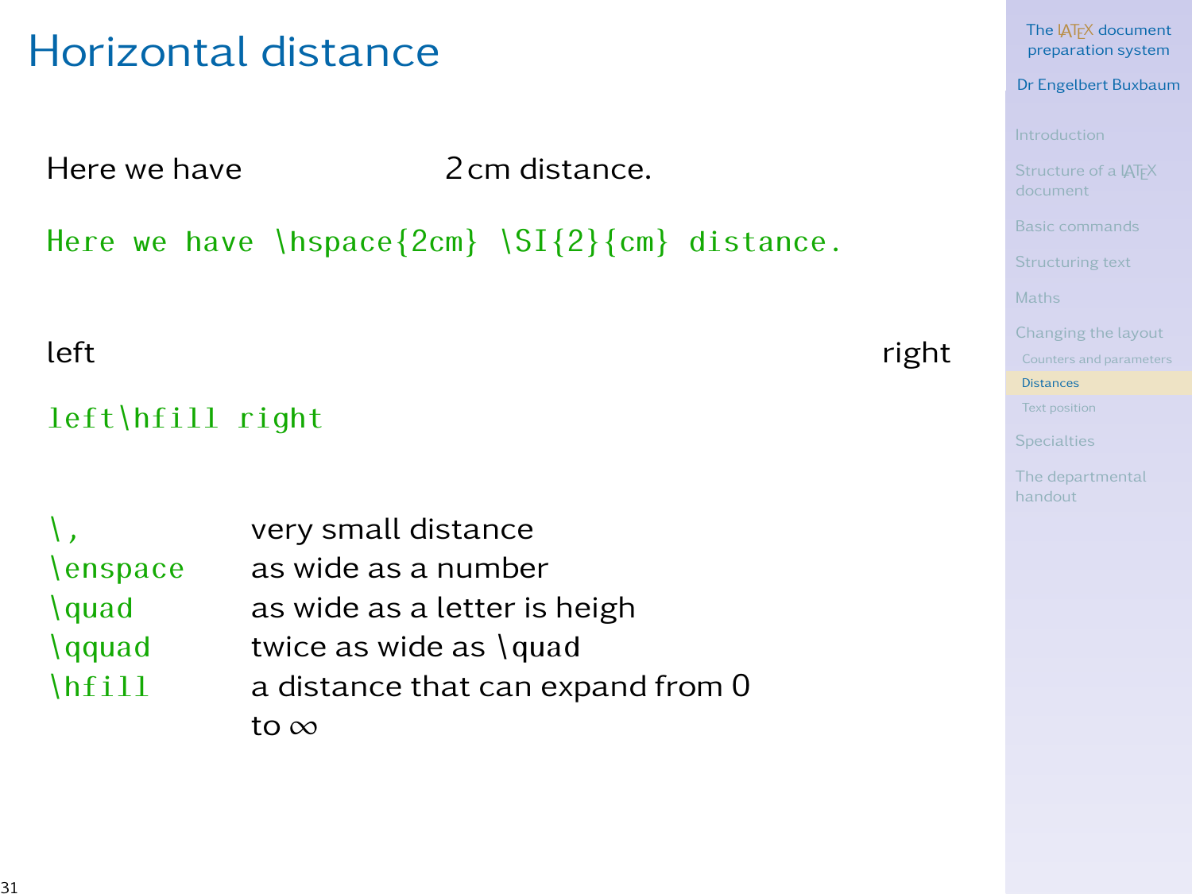# Horizontal distance

Here we have            2 cm distance.

```
Here we have \hspace{2cm} \SI{2}{cm} distance.
```

left                                                                                     right

```
left\hfill right
```

| | |
|---|---|
| `\,` | very small distance |
| `\enspace` | as wide as a number |
| `\quad` | as wide as a letter is heigh |
| `\qquad` | twice as wide as `\quad` |
| `\hfill` | a distance that can expand from 0 to $\infty$ |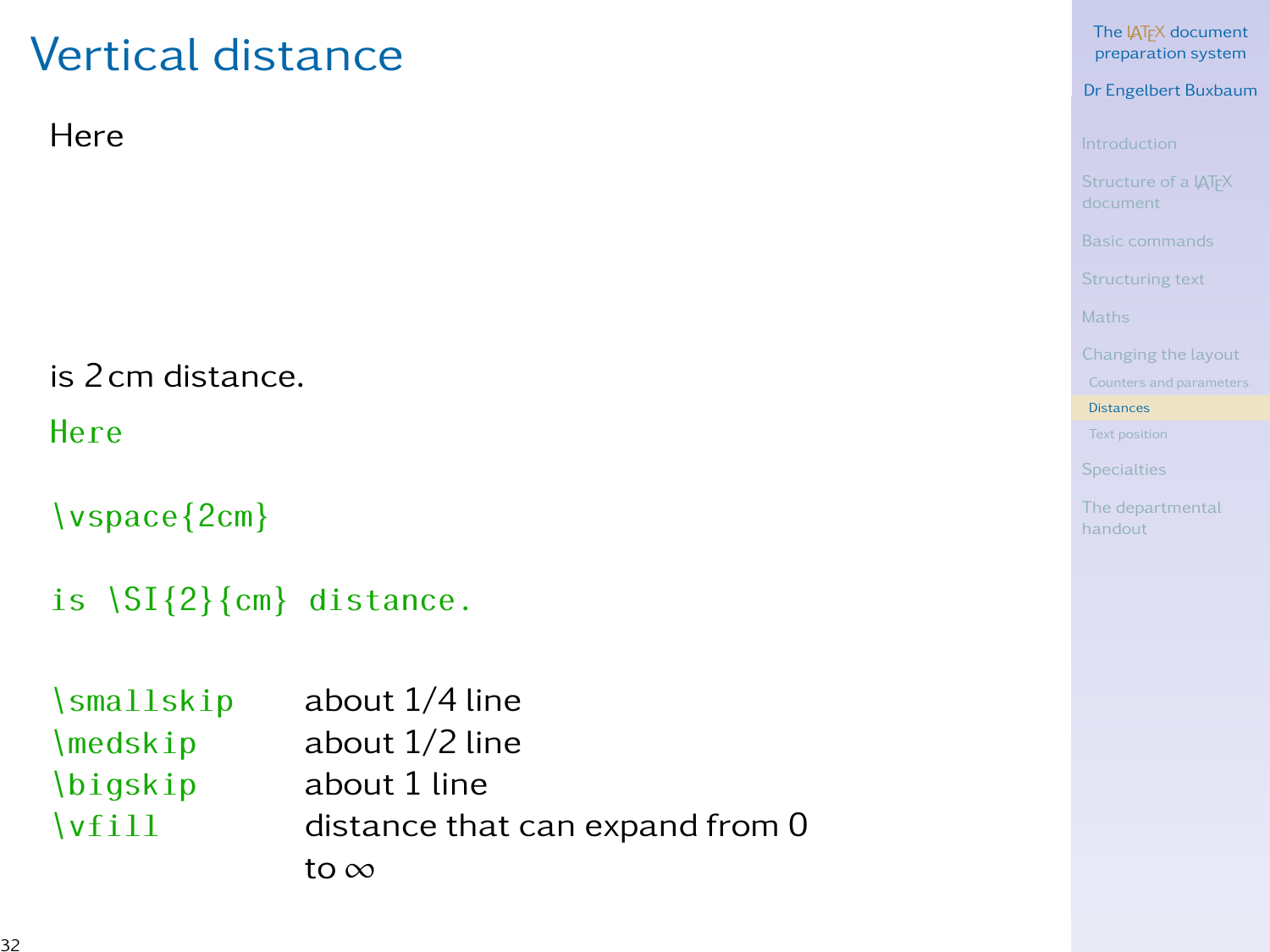# Vertical distance

Here

is 2 cm distance.

```
Here

\vspace{2cm}

is \SI{2}{cm} distance.
```

| | |
|---|---|
| `\smallskip` | about 1/4 line |
| `\medskip` | about 1/2 line |
| `\bigskip` | about 1 line |
| `\vfill` | distance that can expand from 0 to $\infty$ |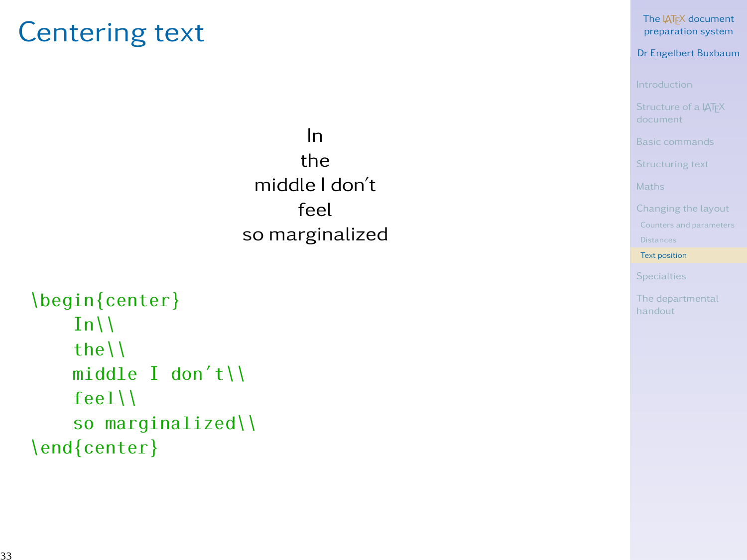# Centering text

In
the
middle I don't
feel
so marginalized

```
\begin{center}
    In\\
    the\\
    middle I don't\\
    feel\\
    so marginalized\\
\end{center}
```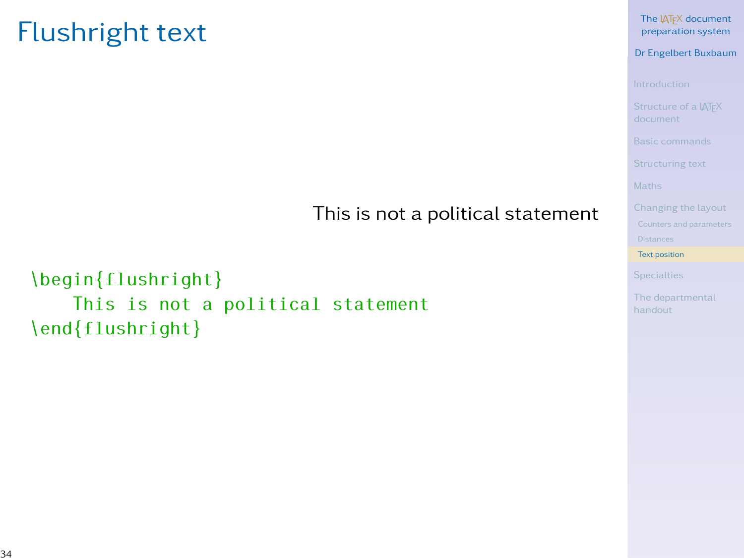# Flushright text

<div align="right">This is not a political statement</div>

```
\begin{flushright}
    This is not a political statement
\end{flushright}
```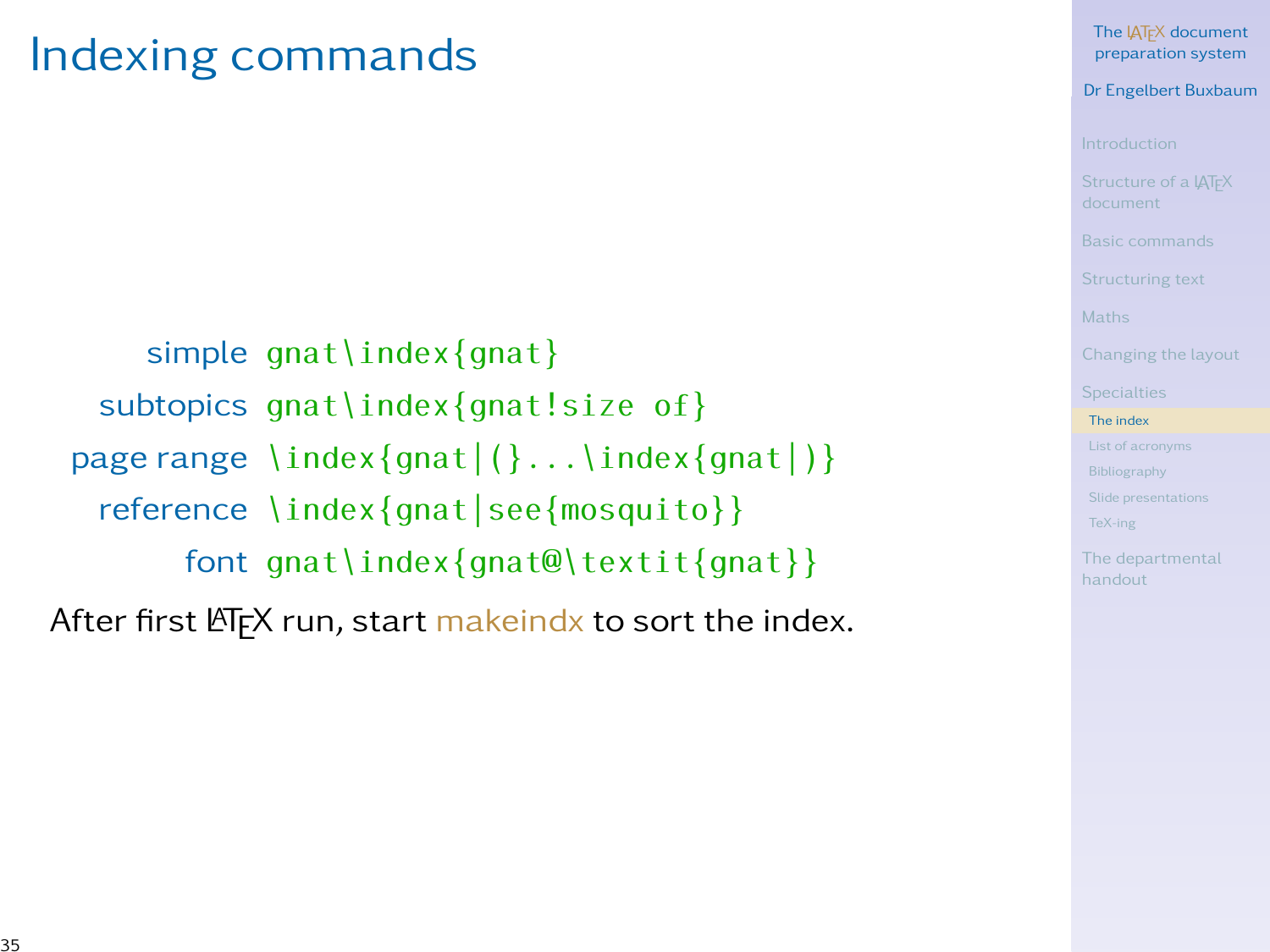# Indexing commands

| | |
|---|---|
| simple | `gnat\index{gnat}` |
| subtopics | `gnat\index{gnat!size of}` |
| page range | `\index{gnat|(}...\index{gnat|)}` |
| reference | `\index{gnat|see{mosquito}}` |
| font | `gnat\index{gnat@\textit{gnat}}` |

After first LaTeX run, start makeindx to sort the index.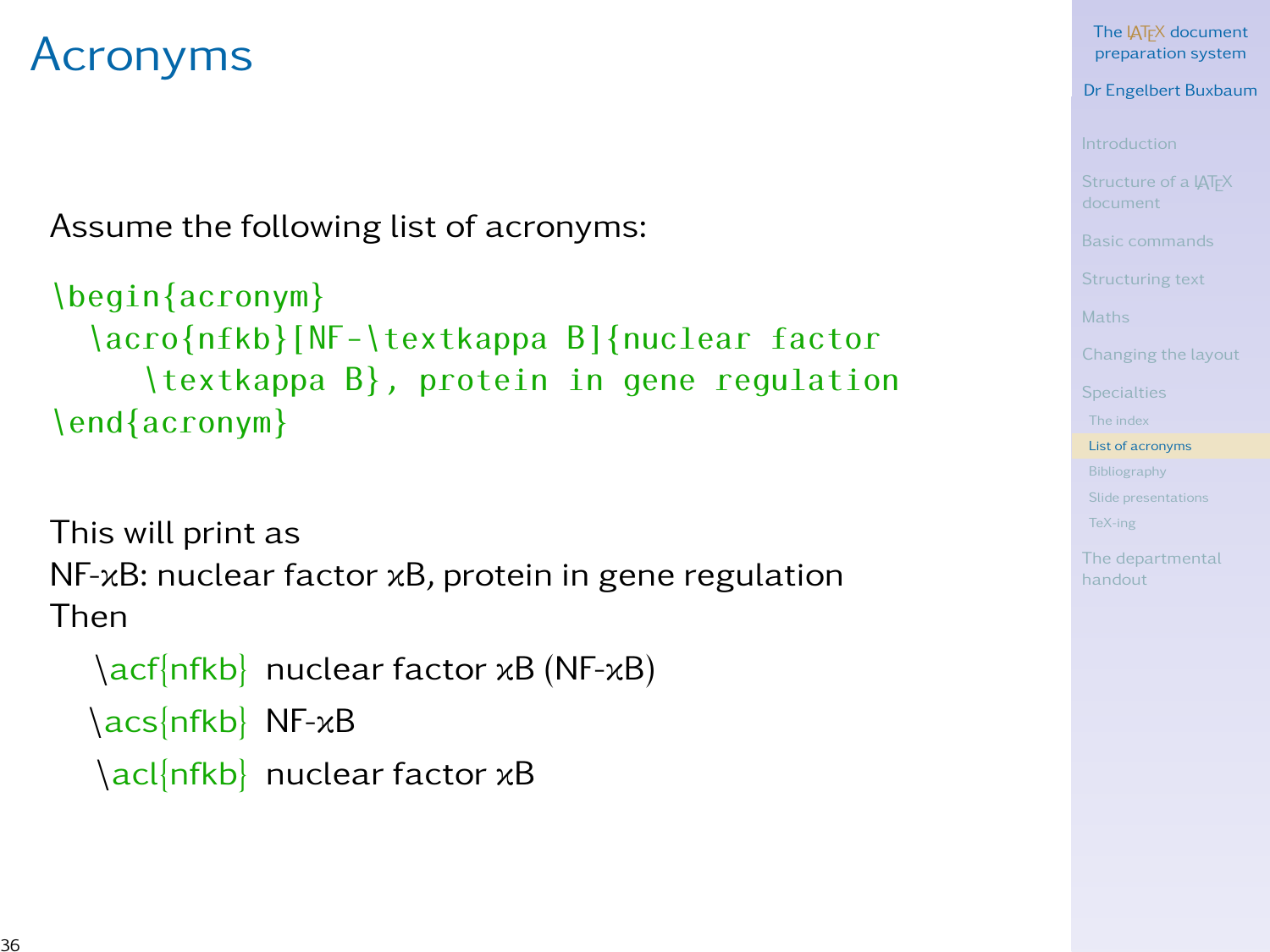# Acronyms

Assume the following list of acronyms:

```
\begin{acronym}
  \acro{nfkb}[NF-\textkappa B]{nuclear factor
     \textkappa B}, protein in gene regulation
\end{acronym}
```

This will print as
NF-κB: nuclear factor κB, protein in gene regulation
Then

- `\acf{nfkb}` nuclear factor κB (NF-κB)
- `\acs{nfkb}` NF-κB
- `\acl{nfkb}` nuclear factor κB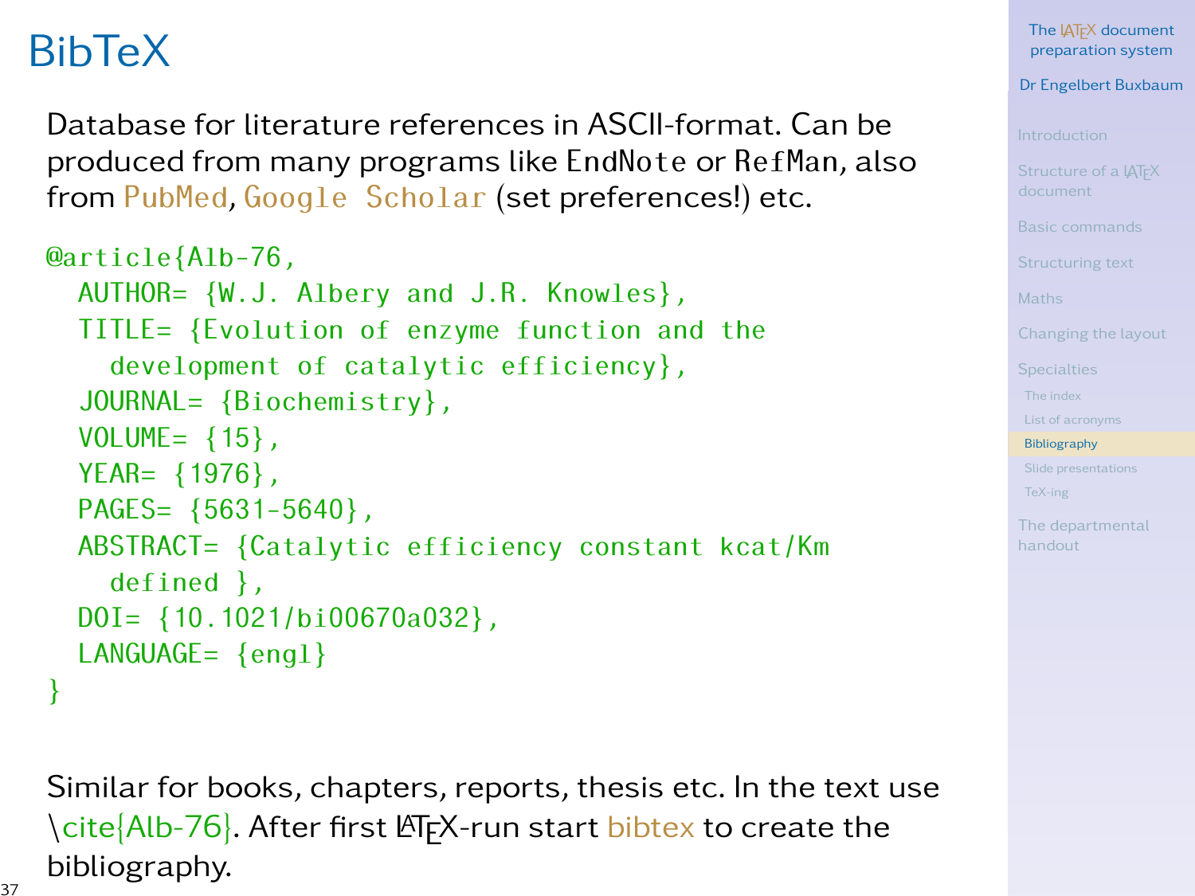# BibTeX

Database for literature references in ASCII-format. Can be produced from many programs like `EndNote` or `RefMan`, also from `PubMed`, `Google Scholar` (set preferences!) etc.

```
@article{Alb-76,
  AUTHOR= {W.J. Albery and J.R. Knowles},
  TITLE= {Evolution of enzyme function and the
    development of catalytic efficiency},
  JOURNAL= {Biochemistry},
  VOLUME= {15},
  YEAR= {1976},
  PAGES= {5631-5640},
  ABSTRACT= {Catalytic efficiency constant kcat/Km
    defined },
  DOI= {10.1021/bi00670a032},
  LANGUAGE= {engl}
}
```

Similar for books, chapters, reports, thesis etc. In the text use `\cite{Alb-76}`. After first LaTeX-run start bibtex to create the bibliography.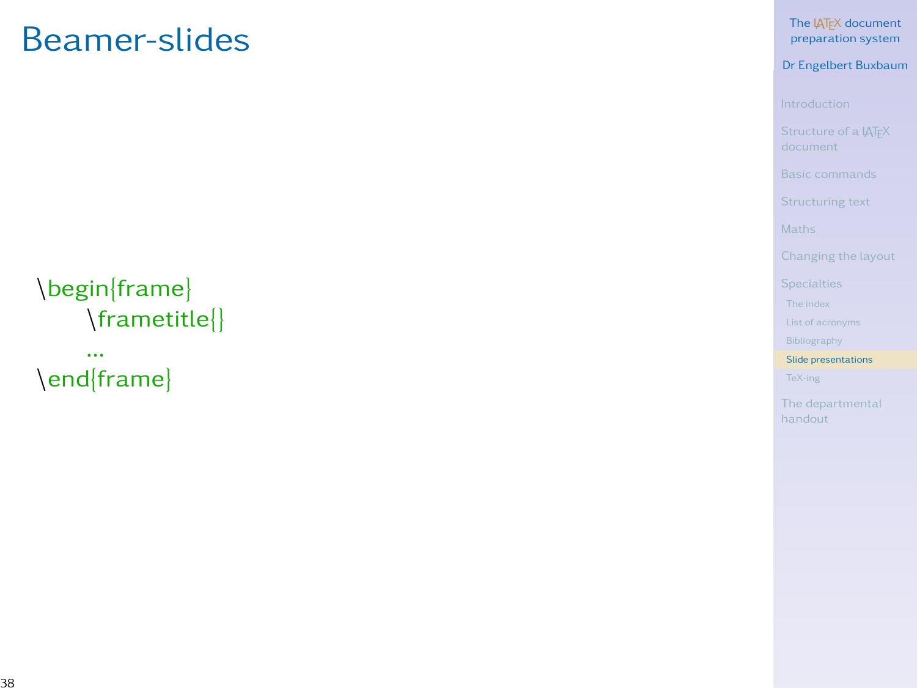# Beamer-slides

```
\begin{frame}
    \frametitle{}
    ...
\end{frame}
```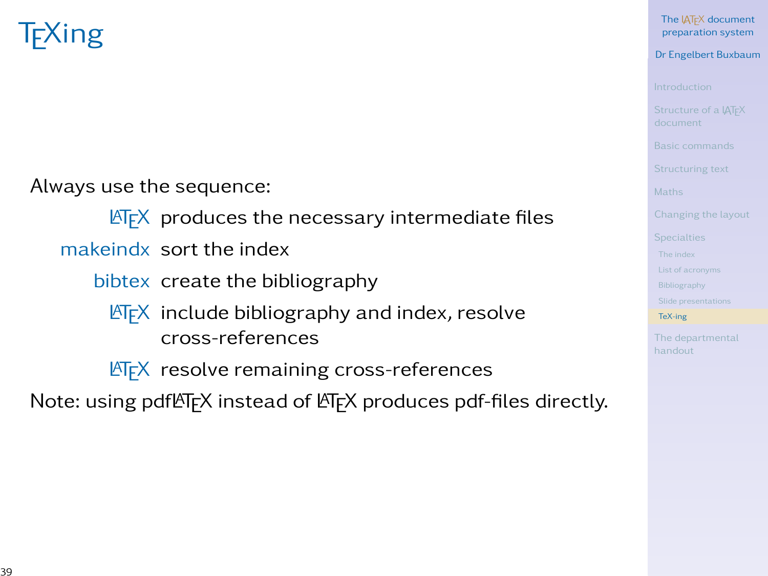# TEXing

Always use the sequence:

| | |
|---|---|
| LATEX | produces the necessary intermediate files |
| makeindx | sort the index |
| bibtex | create the bibliography |
| LATEX | include bibliography and index, resolve cross-references |
| LATEX | resolve remaining cross-references |

Note: using pdfLATEX instead of LATEX produces pdf-files directly.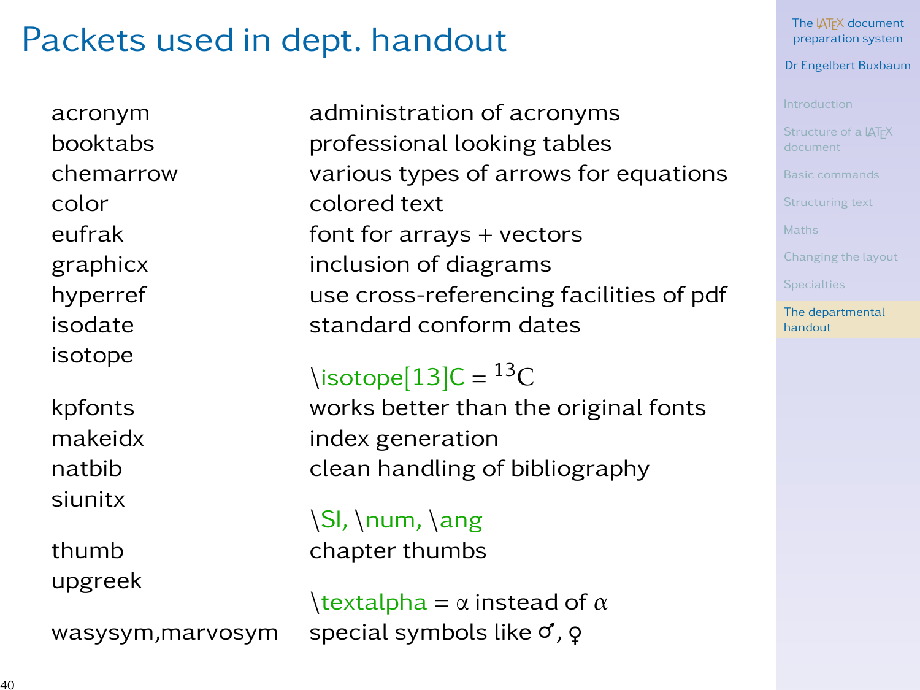# Packets used in dept. handout

| Package | Description |
|---|---|
| acronym | administration of acronyms |
| booktabs | professional looking tables |
| chemarrow | various types of arrows for equations |
| color | colored text |
| eufrak | font for arrays + vectors |
| graphicx | inclusion of diagrams |
| hyperref | use cross-referencing facilities of pdf |
| isodate | standard conform dates |
| isotope | \isotope[13]C = $^{13}\mathrm{C}$ |
| kpfonts | works better than the original fonts |
| makeidx | index generation |
| natbib | clean handling of bibliography |
| siunitx | \SI, \num, \ang |
| thumb | chapter thumbs |
| upgreek | \textalpha = α instead of $\alpha$ |
| wasysym,marvosym | special symbols like ♂, ♀ |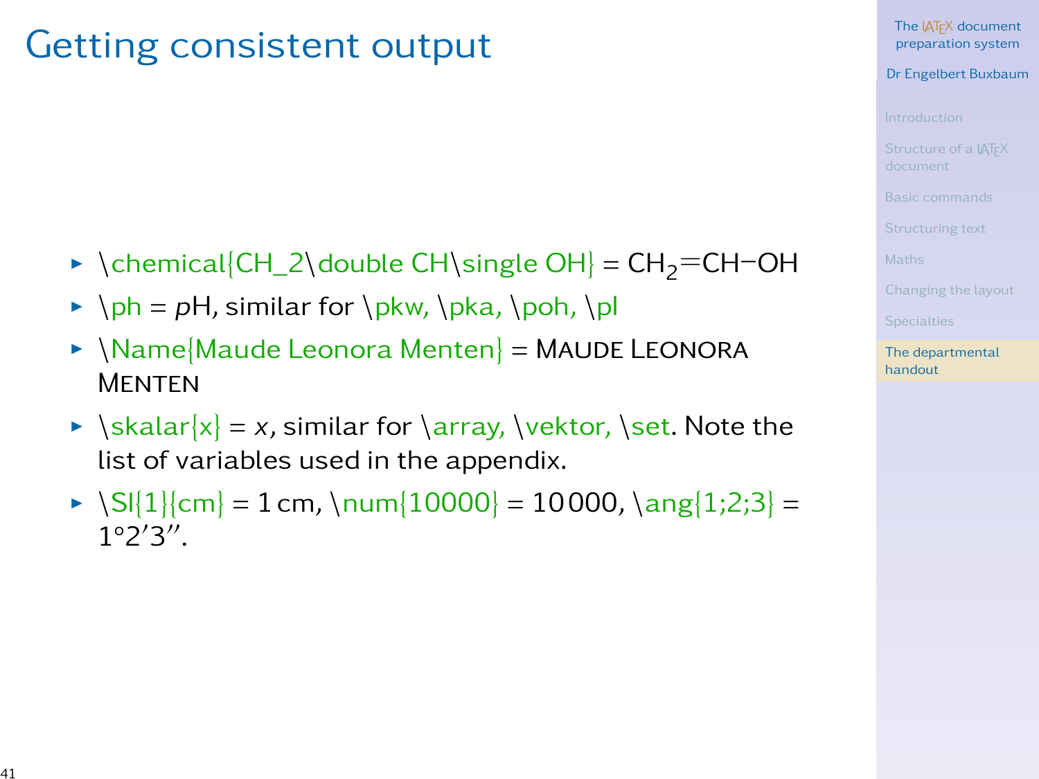# Getting consistent output

- \chemical{CH_2\double CH\single OH} = $CH_2{=}CH{-}OH$
- \ph = *p*H, similar for \pkw, \pka, \poh, \pl
- \Name{Maude Leonora Menten} = MAUDE LEONORA MENTEN
- \skalar{x} = $x$, similar for \array, \vektor, \set. Note the list of variables used in the appendix.
- \SI{1}{cm} = 1 cm, \num{10000} = 10 000, \ang{1;2;3} = 1°2′3″.